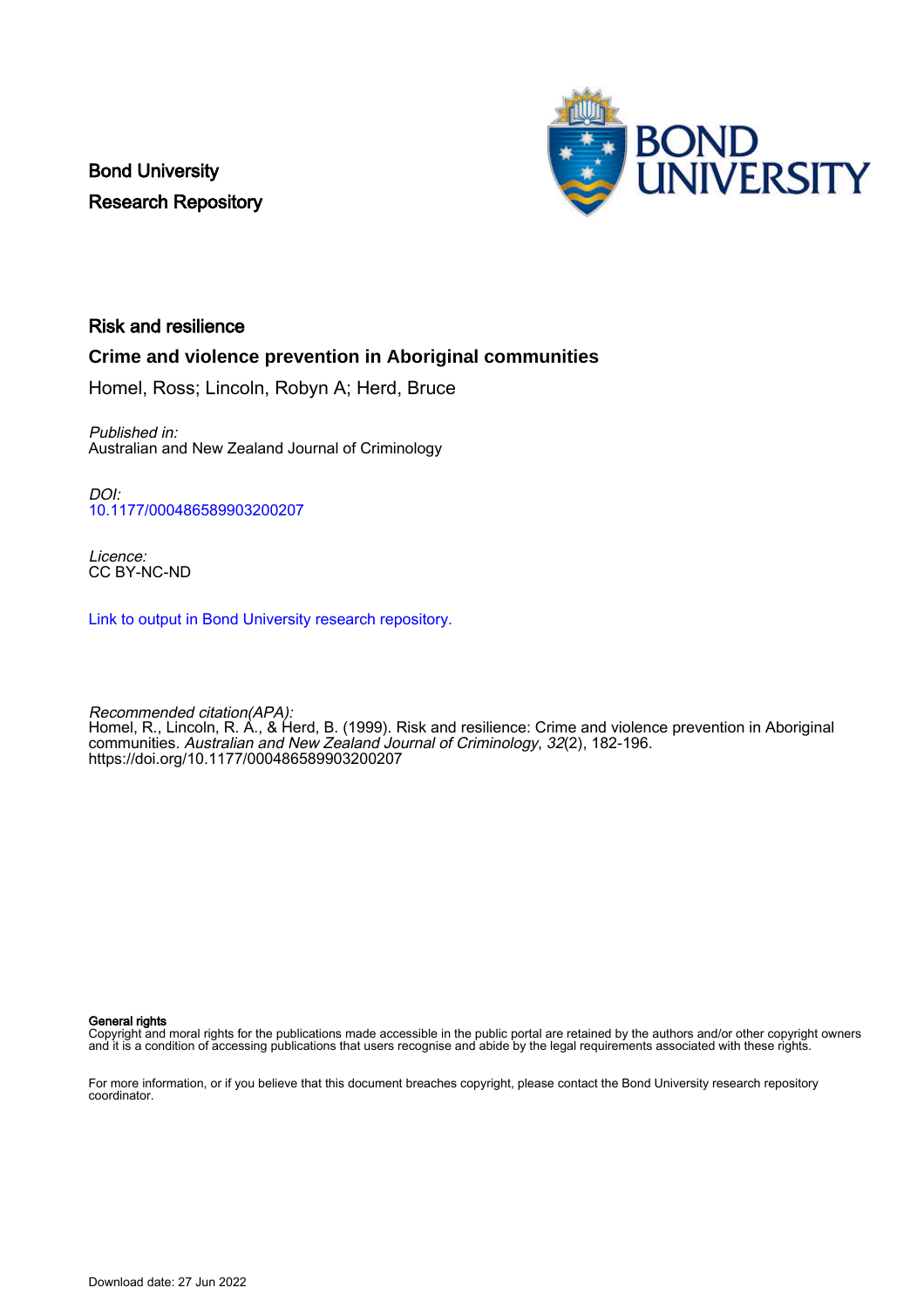Bond University
Research Repository

# Risk and resilience

## Crime and violence prevention in Aboriginal communities

Homel, Ross; Lincoln, Robyn A; Herd, Bruce

*Published in:*
Australian and New Zealand Journal of Criminology

*DOI:*
10.1177/000486589903200207

*Licence:*
CC BY-NC-ND

Link to output in Bond University research repository.

*Recommended citation(APA):*
Homel, R., Lincoln, R. A., & Herd, B. (1999). Risk and resilience: Crime and violence prevention in Aboriginal communities. *Australian and New Zealand Journal of Criminology*, *32*(2), 182-196.
https://doi.org/10.1177/000486589903200207

**General rights**
Copyright and moral rights for the publications made accessible in the public portal are retained by the authors and/or other copyright owners and it is a condition of accessing publications that users recognise and abide by the legal requirements associated with these rights.

For more information, or if you believe that this document breaches copyright, please contact the Bond University research repository coordinator.

Download date: 27 Jun 2022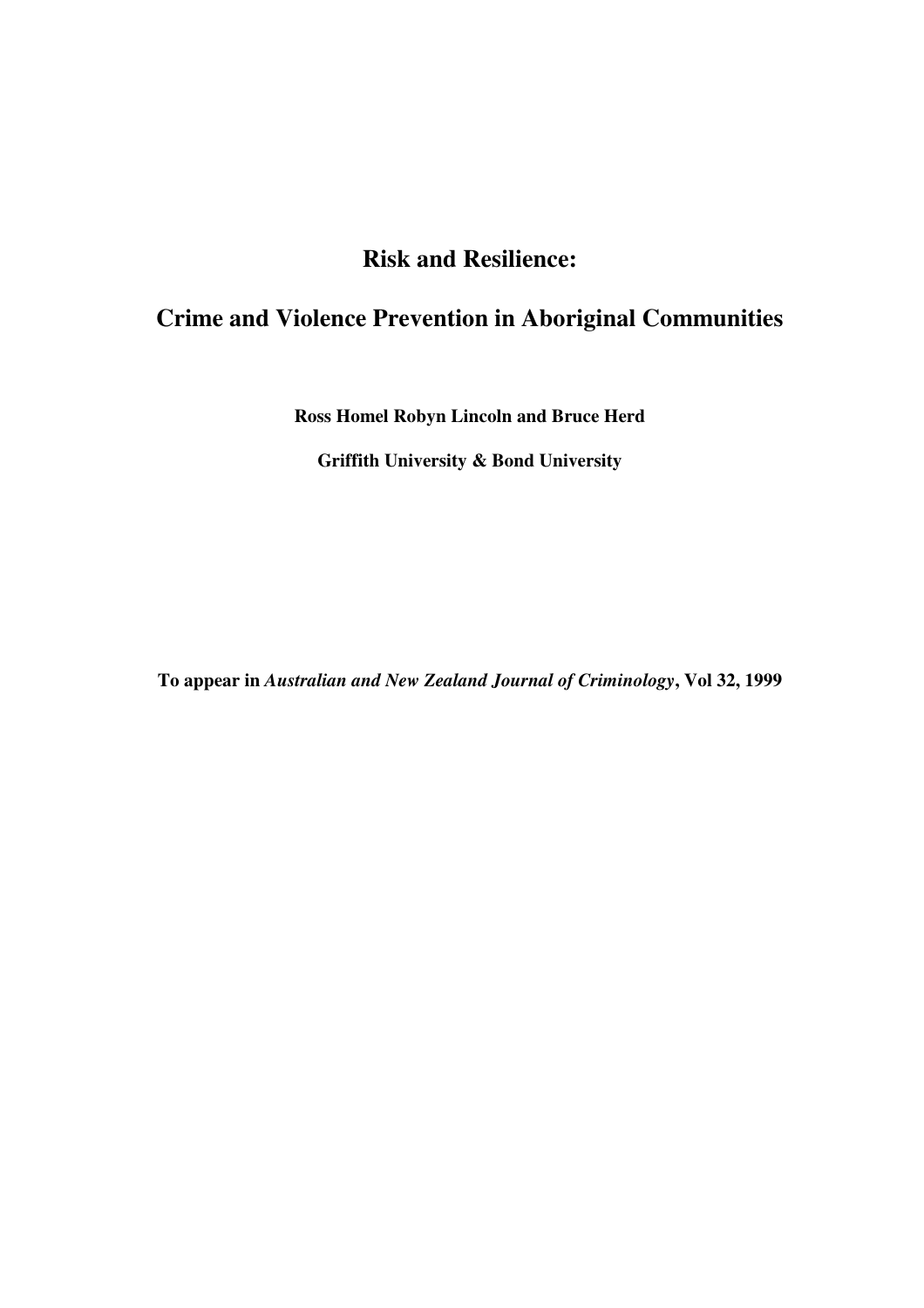# Risk and Resilience:

# Crime and Violence Prevention in Aboriginal Communities

**Ross Homel Robyn Lincoln and Bruce Herd**

**Griffith University & Bond University**

**To appear in *Australian and New Zealand Journal of Criminology*, Vol 32, 1999**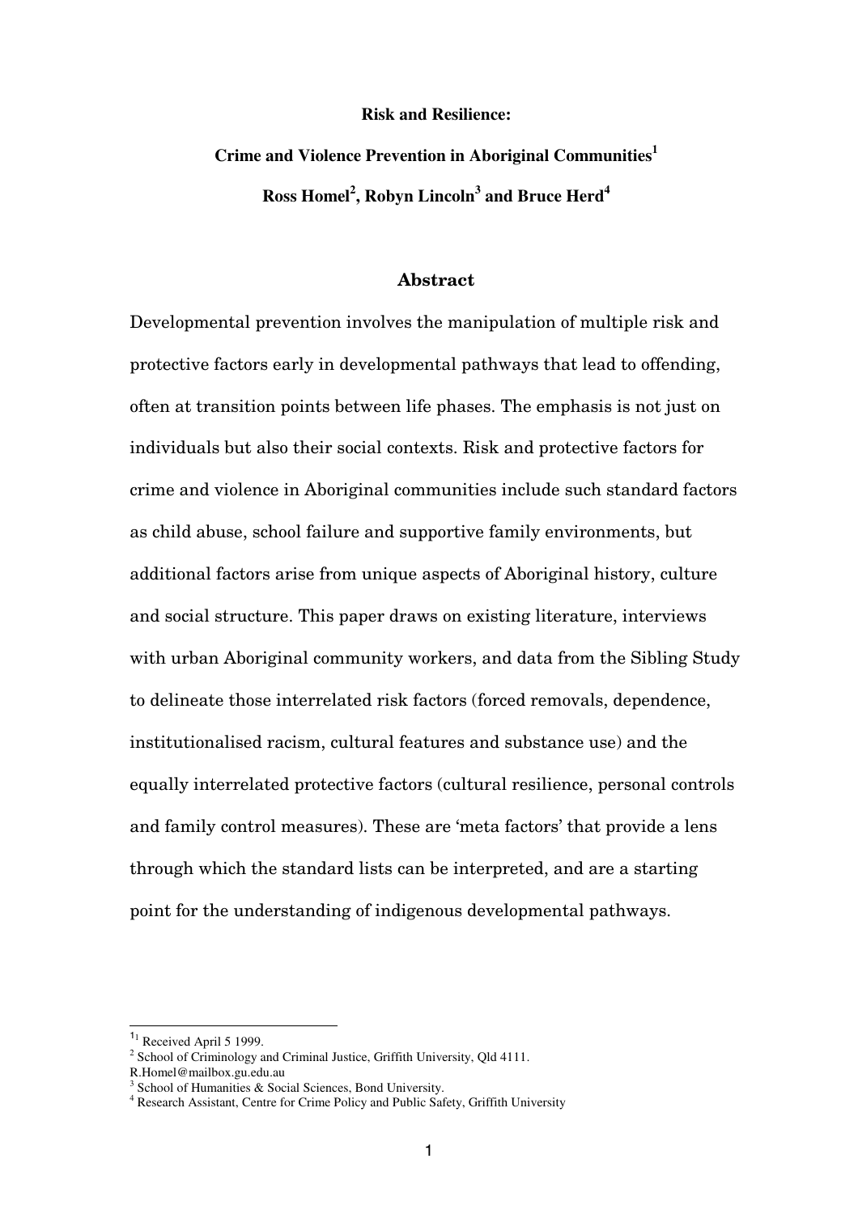**Risk and Resilience:**

**Crime and Violence Prevention in Aboriginal Communities[1]**

**Ross Homel[2], Robyn Lincoln[3] and Bruce Herd[4]**

## Abstract

Developmental prevention involves the manipulation of multiple risk and protective factors early in developmental pathways that lead to offending, often at transition points between life phases. The emphasis is not just on individuals but also their social contexts. Risk and protective factors for crime and violence in Aboriginal communities include such standard factors as child abuse, school failure and supportive family environments, but additional factors arise from unique aspects of Aboriginal history, culture and social structure. This paper draws on existing literature, interviews with urban Aboriginal community workers, and data from the Sibling Study to delineate those interrelated risk factors (forced removals, dependence, institutionalised racism, cultural features and substance use) and the equally interrelated protective factors (cultural resilience, personal controls and family control measures). These are 'meta factors' that provide a lens through which the standard lists can be interpreted, and are a starting point for the understanding of indigenous developmental pathways.

---

[1] Received April 5 1999.

[2] School of Criminology and Criminal Justice, Griffith University, Qld 4111. R.Homel@mailbox.gu.edu.au

[3] School of Humanities & Social Sciences, Bond University.

[4] Research Assistant, Centre for Crime Policy and Public Safety, Griffith University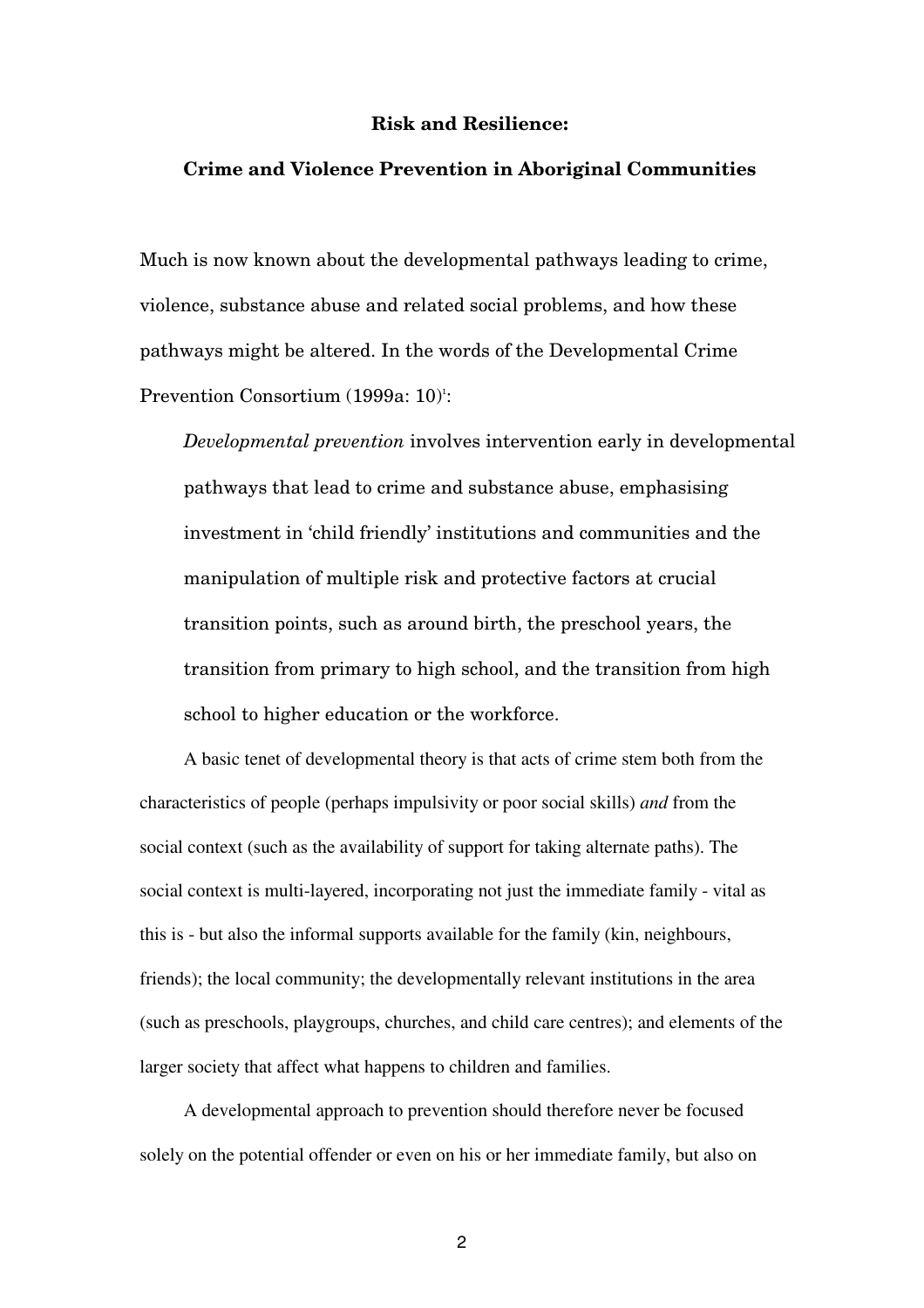**Risk and Resilience:**

**Crime and Violence Prevention in Aboriginal Communities**

Much is now known about the developmental pathways leading to crime, violence, substance abuse and related social problems, and how these pathways might be altered. In the words of the Developmental Crime Prevention Consortium (1999a: 10)[1]:

> *Developmental prevention* involves intervention early in developmental pathways that lead to crime and substance abuse, emphasising investment in 'child friendly' institutions and communities and the manipulation of multiple risk and protective factors at crucial transition points, such as around birth, the preschool years, the transition from primary to high school, and the transition from high school to higher education or the workforce.

A basic tenet of developmental theory is that acts of crime stem both from the characteristics of people (perhaps impulsivity or poor social skills) *and* from the social context (such as the availability of support for taking alternate paths). The social context is multi-layered, incorporating not just the immediate family - vital as this is - but also the informal supports available for the family (kin, neighbours, friends); the local community; the developmentally relevant institutions in the area (such as preschools, playgroups, churches, and child care centres); and elements of the larger society that affect what happens to children and families.

A developmental approach to prevention should therefore never be focused solely on the potential offender or even on his or her immediate family, but also on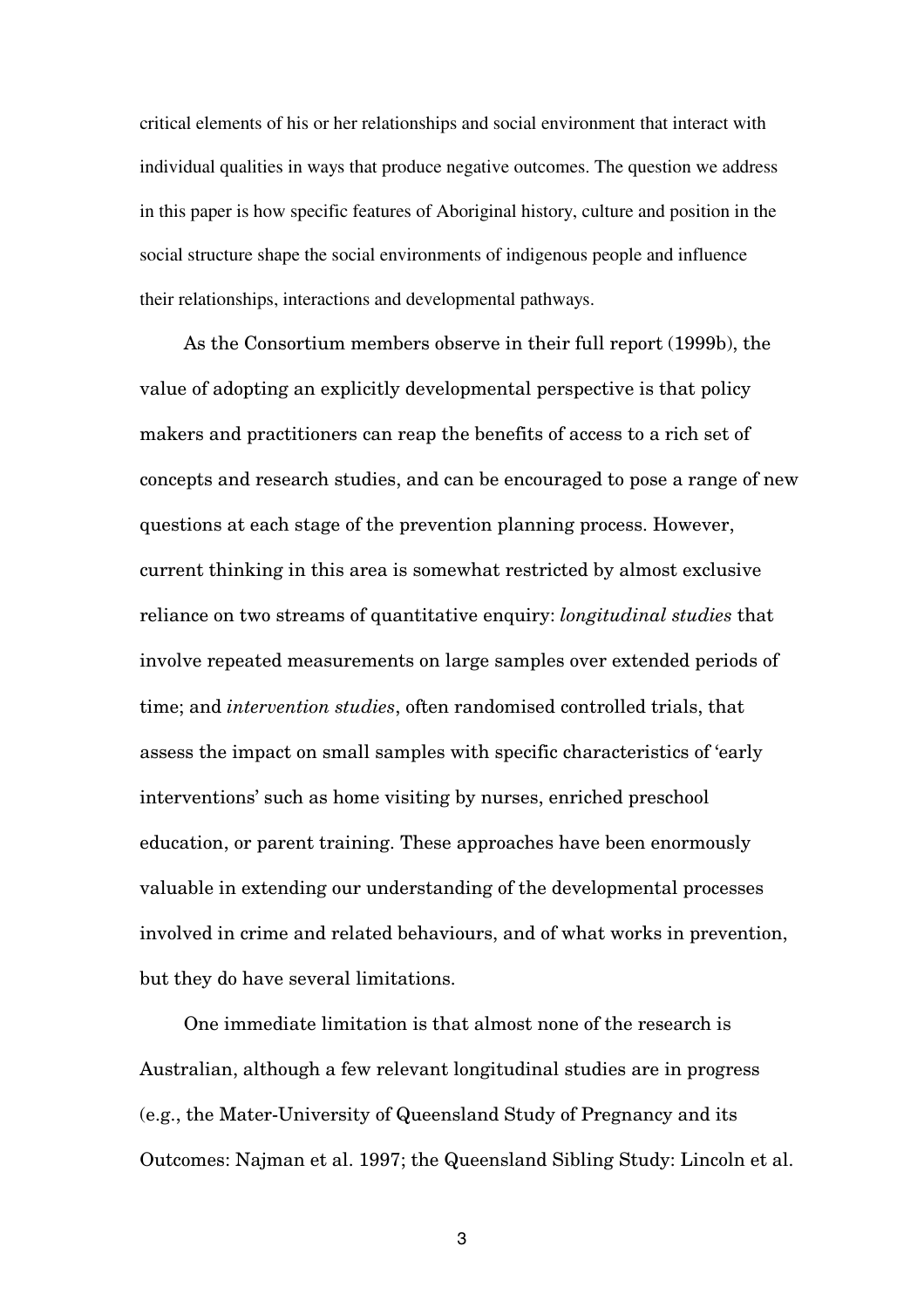critical elements of his or her relationships and social environment that interact with individual qualities in ways that produce negative outcomes. The question we address in this paper is how specific features of Aboriginal history, culture and position in the social structure shape the social environments of indigenous people and influence their relationships, interactions and developmental pathways.

As the Consortium members observe in their full report (1999b), the value of adopting an explicitly developmental perspective is that policy makers and practitioners can reap the benefits of access to a rich set of concepts and research studies, and can be encouraged to pose a range of new questions at each stage of the prevention planning process. However, current thinking in this area is somewhat restricted by almost exclusive reliance on two streams of quantitative enquiry: *longitudinal studies* that involve repeated measurements on large samples over extended periods of time; and *intervention studies*, often randomised controlled trials, that assess the impact on small samples with specific characteristics of 'early interventions' such as home visiting by nurses, enriched preschool education, or parent training. These approaches have been enormously valuable in extending our understanding of the developmental processes involved in crime and related behaviours, and of what works in prevention, but they do have several limitations.

One immediate limitation is that almost none of the research is Australian, although a few relevant longitudinal studies are in progress (e.g., the Mater-University of Queensland Study of Pregnancy and its Outcomes: Najman et al. 1997; the Queensland Sibling Study: Lincoln et al.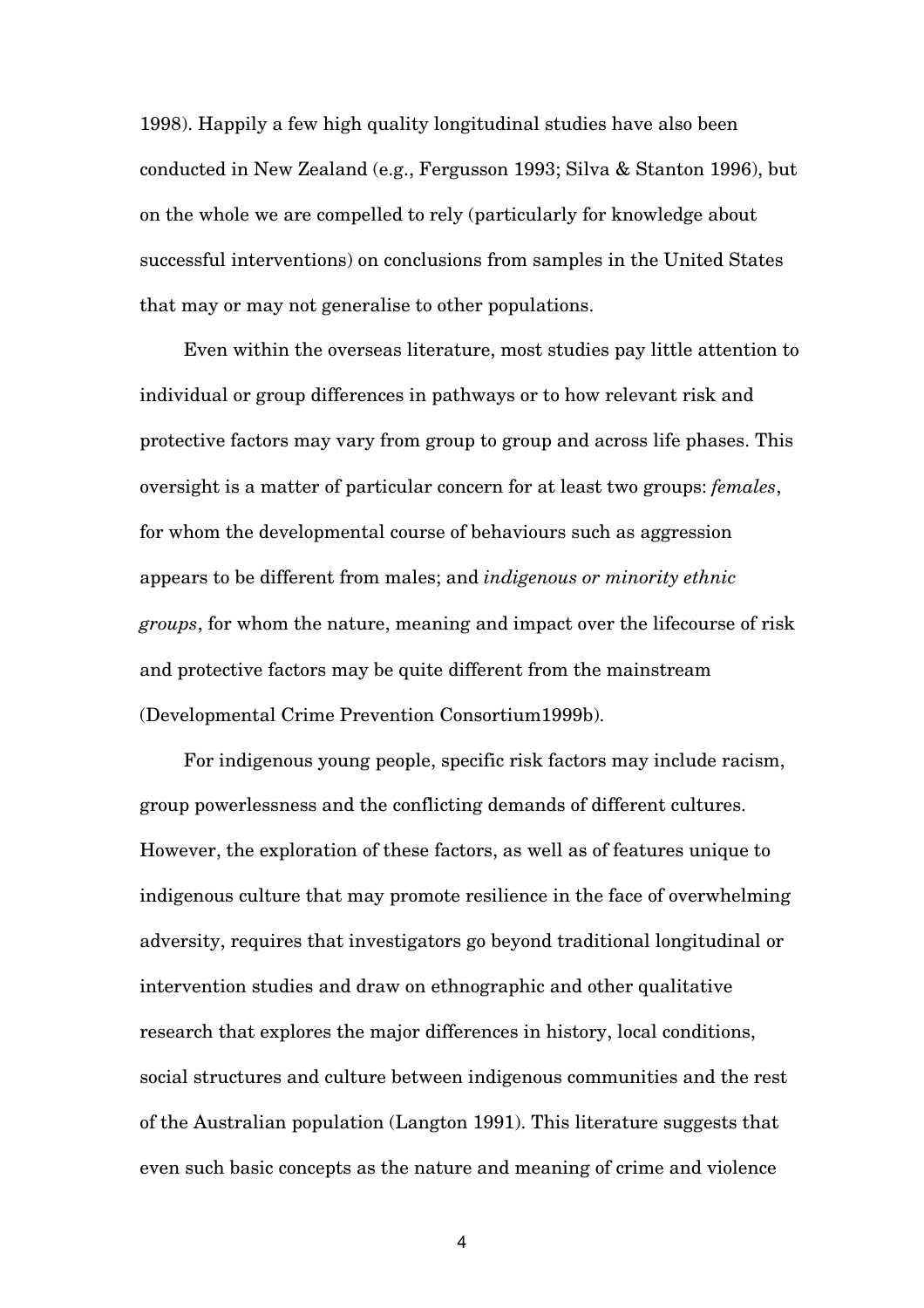1998). Happily a few high quality longitudinal studies have also been conducted in New Zealand (e.g., Fergusson 1993; Silva & Stanton 1996), but on the whole we are compelled to rely (particularly for knowledge about successful interventions) on conclusions from samples in the United States that may or may not generalise to other populations.

Even within the overseas literature, most studies pay little attention to individual or group differences in pathways or to how relevant risk and protective factors may vary from group to group and across life phases. This oversight is a matter of particular concern for at least two groups: *females*, for whom the developmental course of behaviours such as aggression appears to be different from males; and *indigenous or minority ethnic groups*, for whom the nature, meaning and impact over the lifecourse of risk and protective factors may be quite different from the mainstream (Developmental Crime Prevention Consortium1999b).

For indigenous young people, specific risk factors may include racism, group powerlessness and the conflicting demands of different cultures. However, the exploration of these factors, as well as of features unique to indigenous culture that may promote resilience in the face of overwhelming adversity, requires that investigators go beyond traditional longitudinal or intervention studies and draw on ethnographic and other qualitative research that explores the major differences in history, local conditions, social structures and culture between indigenous communities and the rest of the Australian population (Langton 1991). This literature suggests that even such basic concepts as the nature and meaning of crime and violence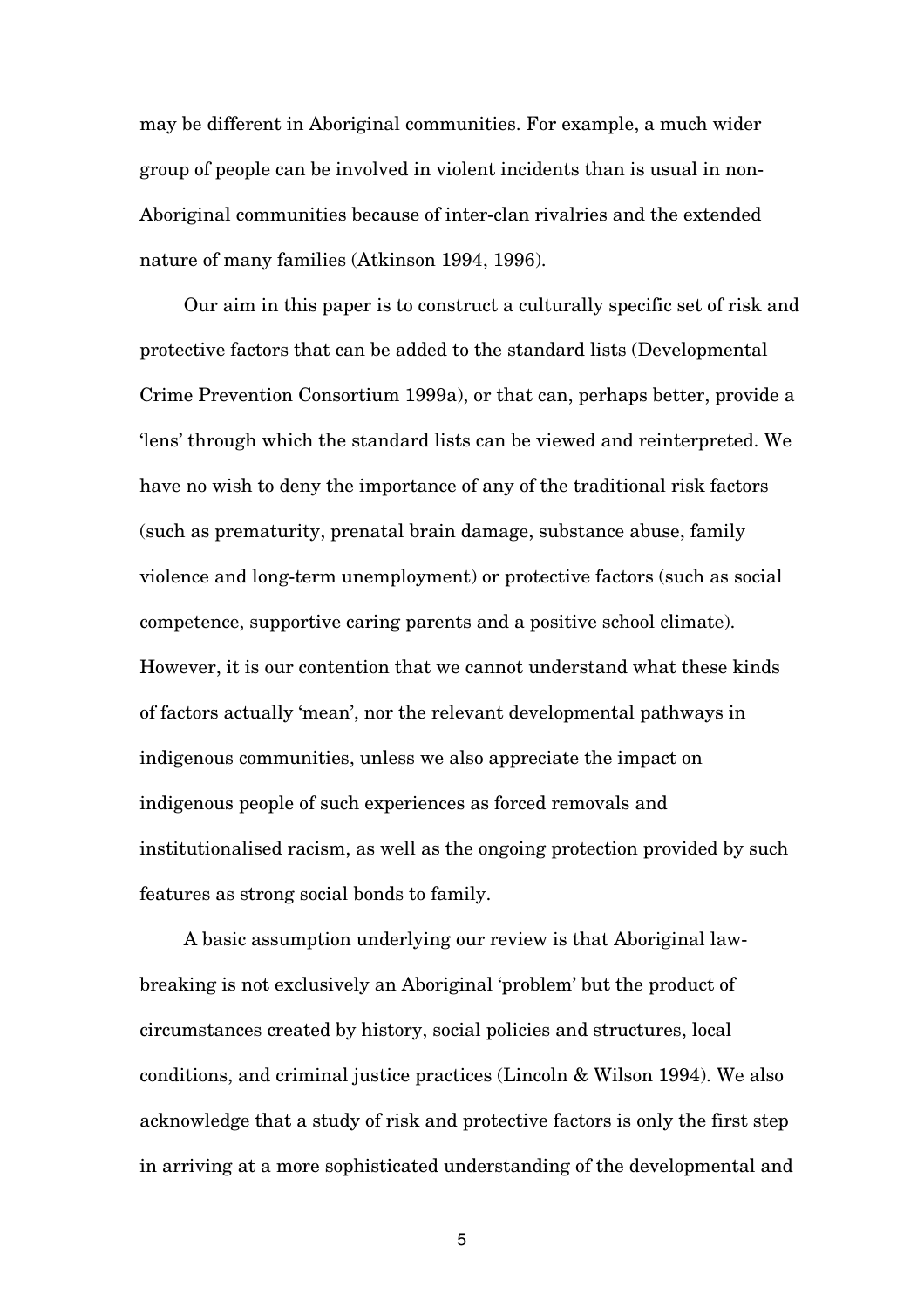may be different in Aboriginal communities. For example, a much wider group of people can be involved in violent incidents than is usual in non-Aboriginal communities because of inter-clan rivalries and the extended nature of many families (Atkinson 1994, 1996).

Our aim in this paper is to construct a culturally specific set of risk and protective factors that can be added to the standard lists (Developmental Crime Prevention Consortium 1999a), or that can, perhaps better, provide a 'lens' through which the standard lists can be viewed and reinterpreted. We have no wish to deny the importance of any of the traditional risk factors (such as prematurity, prenatal brain damage, substance abuse, family violence and long-term unemployment) or protective factors (such as social competence, supportive caring parents and a positive school climate). However, it is our contention that we cannot understand what these kinds of factors actually 'mean', nor the relevant developmental pathways in indigenous communities, unless we also appreciate the impact on indigenous people of such experiences as forced removals and institutionalised racism, as well as the ongoing protection provided by such features as strong social bonds to family.

A basic assumption underlying our review is that Aboriginal law-breaking is not exclusively an Aboriginal 'problem' but the product of circumstances created by history, social policies and structures, local conditions, and criminal justice practices (Lincoln & Wilson 1994). We also acknowledge that a study of risk and protective factors is only the first step in arriving at a more sophisticated understanding of the developmental and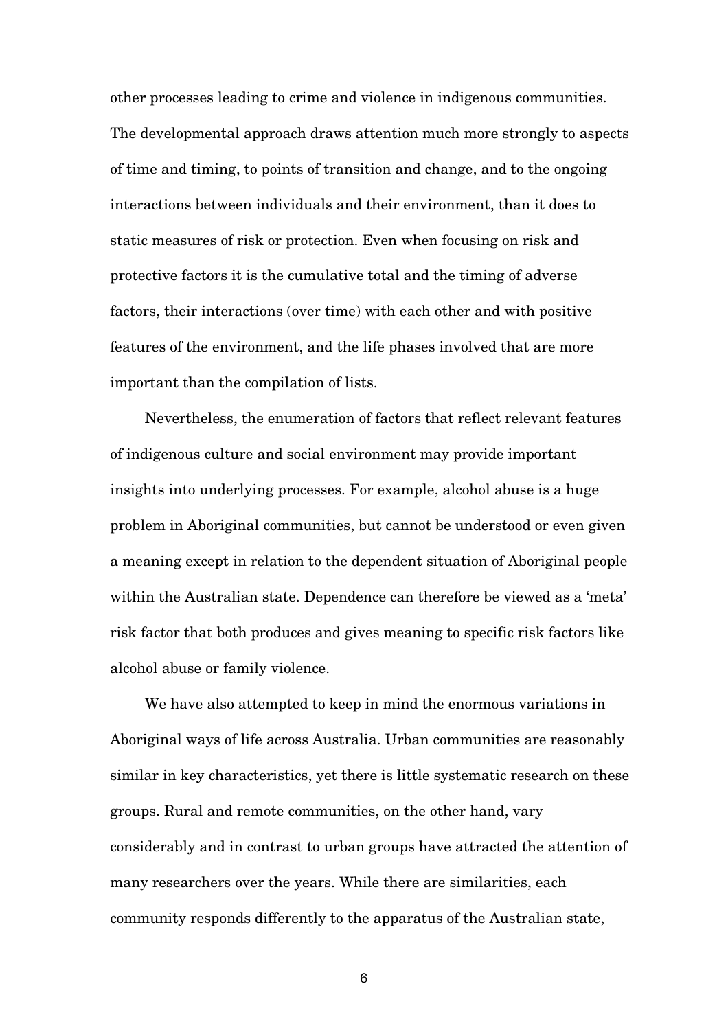other processes leading to crime and violence in indigenous communities. The developmental approach draws attention much more strongly to aspects of time and timing, to points of transition and change, and to the ongoing interactions between individuals and their environment, than it does to static measures of risk or protection. Even when focusing on risk and protective factors it is the cumulative total and the timing of adverse factors, their interactions (over time) with each other and with positive features of the environment, and the life phases involved that are more important than the compilation of lists.

Nevertheless, the enumeration of factors that reflect relevant features of indigenous culture and social environment may provide important insights into underlying processes. For example, alcohol abuse is a huge problem in Aboriginal communities, but cannot be understood or even given a meaning except in relation to the dependent situation of Aboriginal people within the Australian state. Dependence can therefore be viewed as a 'meta' risk factor that both produces and gives meaning to specific risk factors like alcohol abuse or family violence.

We have also attempted to keep in mind the enormous variations in Aboriginal ways of life across Australia. Urban communities are reasonably similar in key characteristics, yet there is little systematic research on these groups. Rural and remote communities, on the other hand, vary considerably and in contrast to urban groups have attracted the attention of many researchers over the years. While there are similarities, each community responds differently to the apparatus of the Australian state,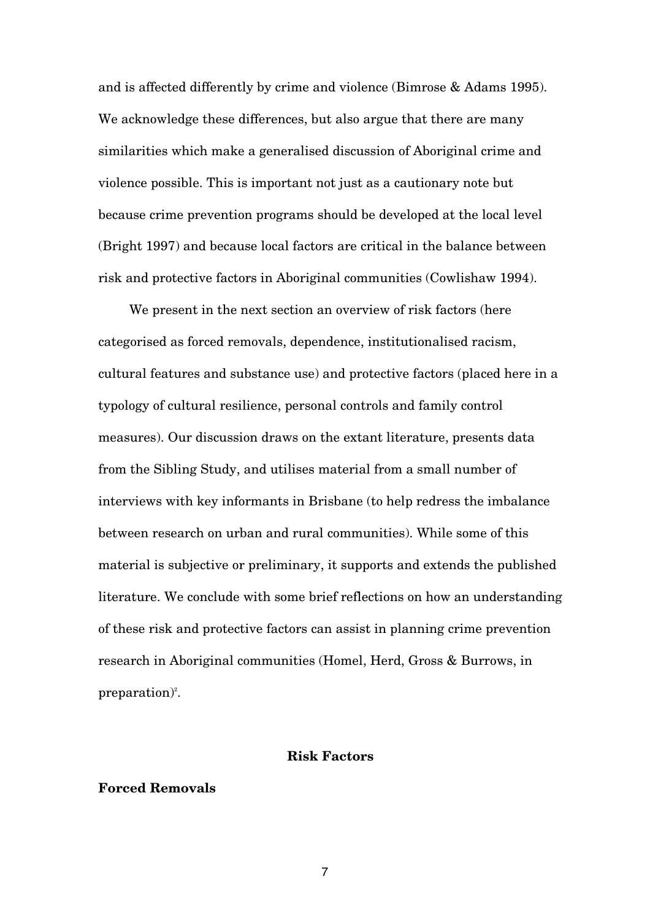and is affected differently by crime and violence (Bimrose & Adams 1995). We acknowledge these differences, but also argue that there are many similarities which make a generalised discussion of Aboriginal crime and violence possible. This is important not just as a cautionary note but because crime prevention programs should be developed at the local level (Bright 1997) and because local factors are critical in the balance between risk and protective factors in Aboriginal communities (Cowlishaw 1994).

We present in the next section an overview of risk factors (here categorised as forced removals, dependence, institutionalised racism, cultural features and substance use) and protective factors (placed here in a typology of cultural resilience, personal controls and family control measures). Our discussion draws on the extant literature, presents data from the Sibling Study, and utilises material from a small number of interviews with key informants in Brisbane (to help redress the imbalance between research on urban and rural communities). While some of this material is subjective or preliminary, it supports and extends the published literature. We conclude with some brief reflections on how an understanding of these risk and protective factors can assist in planning crime prevention research in Aboriginal communities (Homel, Herd, Gross & Burrows, in preparation)[2].

## Risk Factors

### Forced Removals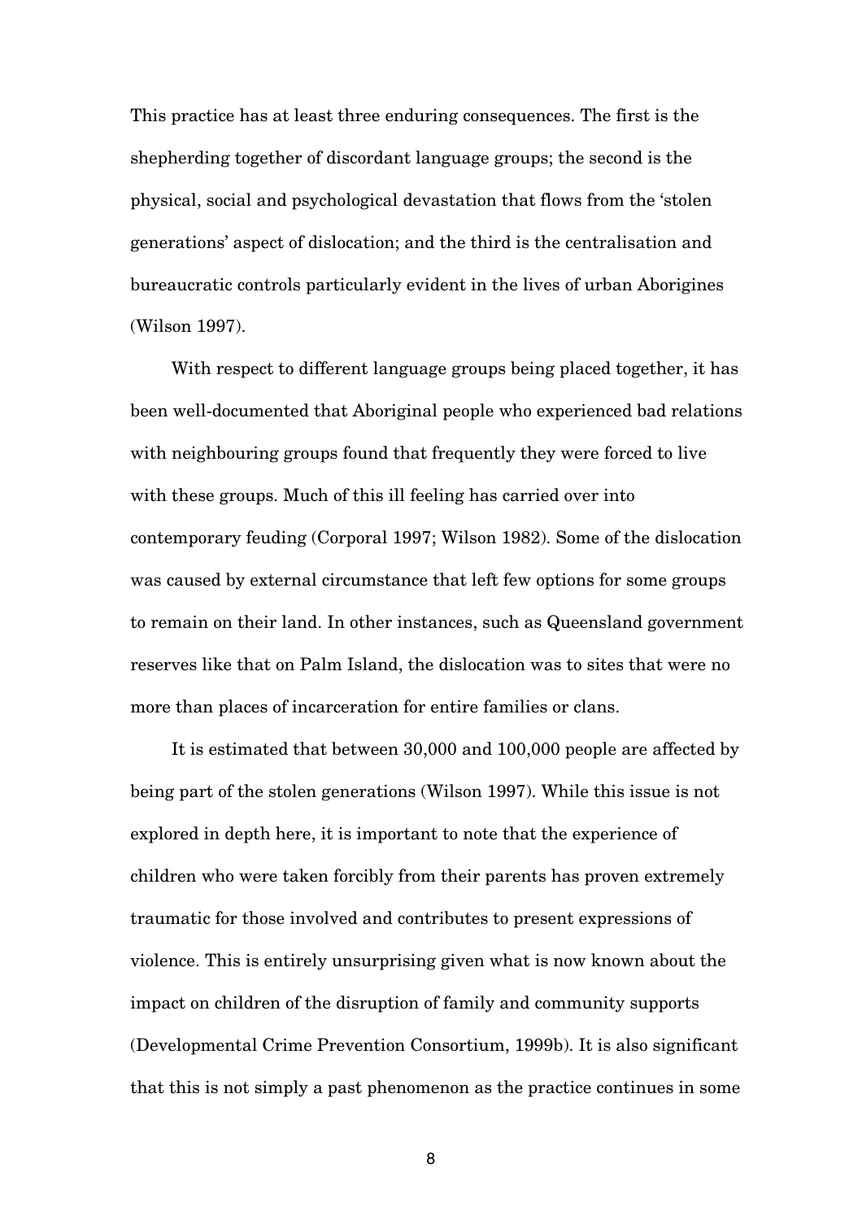This practice has at least three enduring consequences. The first is the shepherding together of discordant language groups; the second is the physical, social and psychological devastation that flows from the 'stolen generations' aspect of dislocation; and the third is the centralisation and bureaucratic controls particularly evident in the lives of urban Aborigines (Wilson 1997).

With respect to different language groups being placed together, it has been well-documented that Aboriginal people who experienced bad relations with neighbouring groups found that frequently they were forced to live with these groups. Much of this ill feeling has carried over into contemporary feuding (Corporal 1997; Wilson 1982). Some of the dislocation was caused by external circumstance that left few options for some groups to remain on their land. In other instances, such as Queensland government reserves like that on Palm Island, the dislocation was to sites that were no more than places of incarceration for entire families or clans.

It is estimated that between 30,000 and 100,000 people are affected by being part of the stolen generations (Wilson 1997). While this issue is not explored in depth here, it is important to note that the experience of children who were taken forcibly from their parents has proven extremely traumatic for those involved and contributes to present expressions of violence. This is entirely unsurprising given what is now known about the impact on children of the disruption of family and community supports (Developmental Crime Prevention Consortium, 1999b). It is also significant that this is not simply a past phenomenon as the practice continues in some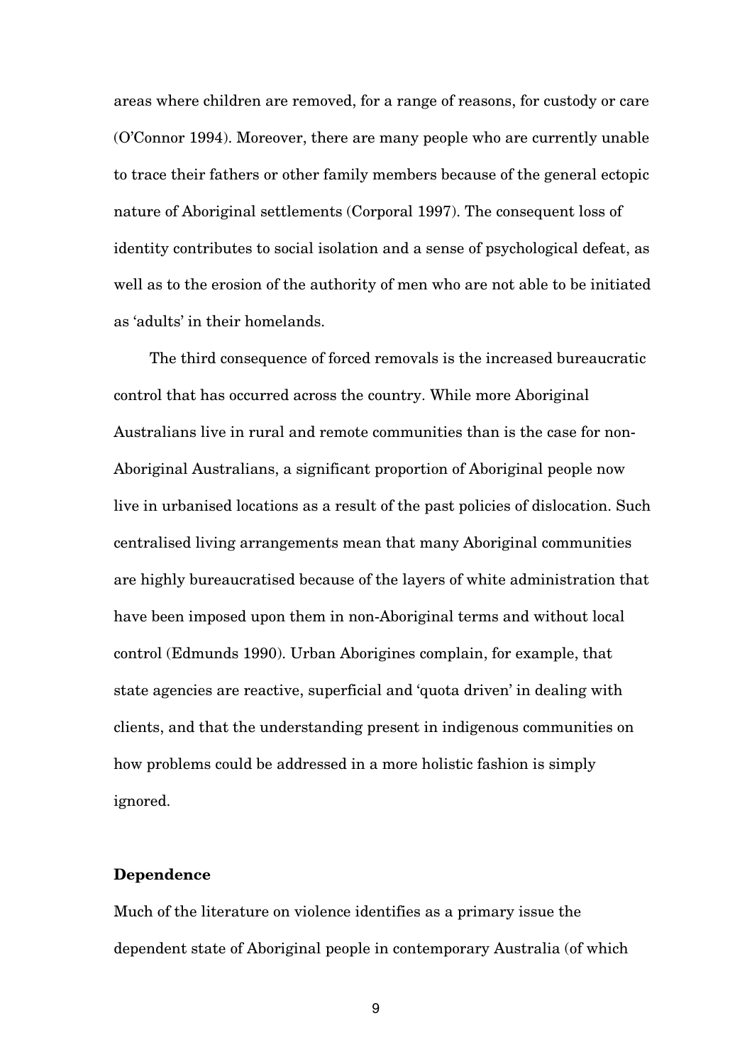areas where children are removed, for a range of reasons, for custody or care (O'Connor 1994). Moreover, there are many people who are currently unable to trace their fathers or other family members because of the general ectopic nature of Aboriginal settlements (Corporal 1997). The consequent loss of identity contributes to social isolation and a sense of psychological defeat, as well as to the erosion of the authority of men who are not able to be initiated as 'adults' in their homelands.

The third consequence of forced removals is the increased bureaucratic control that has occurred across the country. While more Aboriginal Australians live in rural and remote communities than is the case for non-Aboriginal Australians, a significant proportion of Aboriginal people now live in urbanised locations as a result of the past policies of dislocation. Such centralised living arrangements mean that many Aboriginal communities are highly bureaucratised because of the layers of white administration that have been imposed upon them in non-Aboriginal terms and without local control (Edmunds 1990). Urban Aborigines complain, for example, that state agencies are reactive, superficial and 'quota driven' in dealing with clients, and that the understanding present in indigenous communities on how problems could be addressed in a more holistic fashion is simply ignored.

**Dependence**

Much of the literature on violence identifies as a primary issue the dependent state of Aboriginal people in contemporary Australia (of which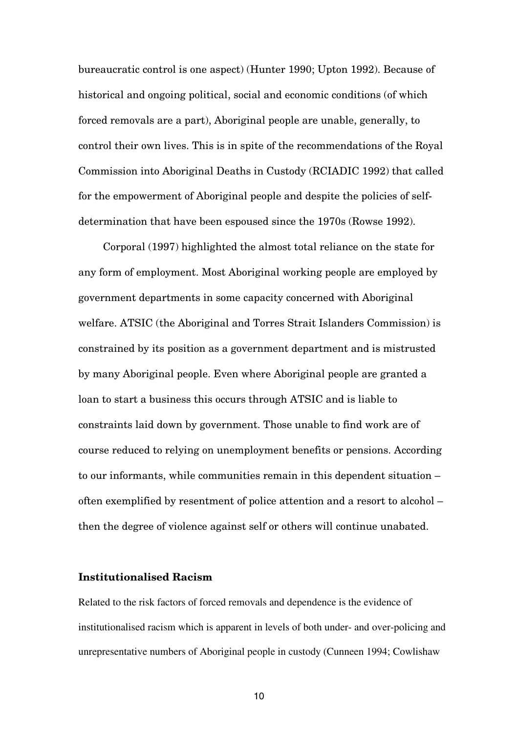bureaucratic control is one aspect) (Hunter 1990; Upton 1992). Because of historical and ongoing political, social and economic conditions (of which forced removals are a part), Aboriginal people are unable, generally, to control their own lives. This is in spite of the recommendations of the Royal Commission into Aboriginal Deaths in Custody (RCIADIC 1992) that called for the empowerment of Aboriginal people and despite the policies of self-determination that have been espoused since the 1970s (Rowse 1992).

Corporal (1997) highlighted the almost total reliance on the state for any form of employment. Most Aboriginal working people are employed by government departments in some capacity concerned with Aboriginal welfare. ATSIC (the Aboriginal and Torres Strait Islanders Commission) is constrained by its position as a government department and is mistrusted by many Aboriginal people. Even where Aboriginal people are granted a loan to start a business this occurs through ATSIC and is liable to constraints laid down by government. Those unable to find work are of course reduced to relying on unemployment benefits or pensions. According to our informants, while communities remain in this dependent situation – often exemplified by resentment of police attention and a resort to alcohol – then the degree of violence against self or others will continue unabated.

## Institutionalised Racism

Related to the risk factors of forced removals and dependence is the evidence of institutionalised racism which is apparent in levels of both under- and over-policing and unrepresentative numbers of Aboriginal people in custody (Cunneen 1994; Cowlishaw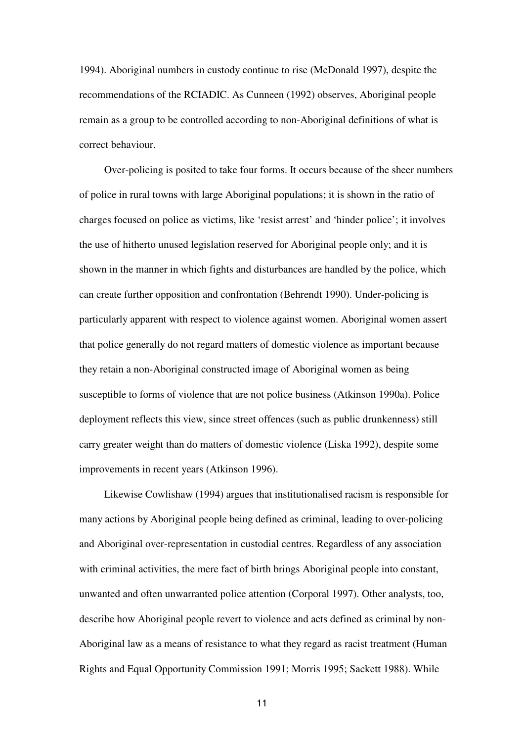1994). Aboriginal numbers in custody continue to rise (McDonald 1997), despite the recommendations of the RCIADIC. As Cunneen (1992) observes, Aboriginal people remain as a group to be controlled according to non-Aboriginal definitions of what is correct behaviour.

Over-policing is posited to take four forms. It occurs because of the sheer numbers of police in rural towns with large Aboriginal populations; it is shown in the ratio of charges focused on police as victims, like 'resist arrest' and 'hinder police'; it involves the use of hitherto unused legislation reserved for Aboriginal people only; and it is shown in the manner in which fights and disturbances are handled by the police, which can create further opposition and confrontation (Behrendt 1990). Under-policing is particularly apparent with respect to violence against women. Aboriginal women assert that police generally do not regard matters of domestic violence as important because they retain a non-Aboriginal constructed image of Aboriginal women as being susceptible to forms of violence that are not police business (Atkinson 1990a). Police deployment reflects this view, since street offences (such as public drunkenness) still carry greater weight than do matters of domestic violence (Liska 1992), despite some improvements in recent years (Atkinson 1996).

Likewise Cowlishaw (1994) argues that institutionalised racism is responsible for many actions by Aboriginal people being defined as criminal, leading to over-policing and Aboriginal over-representation in custodial centres. Regardless of any association with criminal activities, the mere fact of birth brings Aboriginal people into constant, unwanted and often unwarranted police attention (Corporal 1997). Other analysts, too, describe how Aboriginal people revert to violence and acts defined as criminal by non-Aboriginal law as a means of resistance to what they regard as racist treatment (Human Rights and Equal Opportunity Commission 1991; Morris 1995; Sackett 1988). While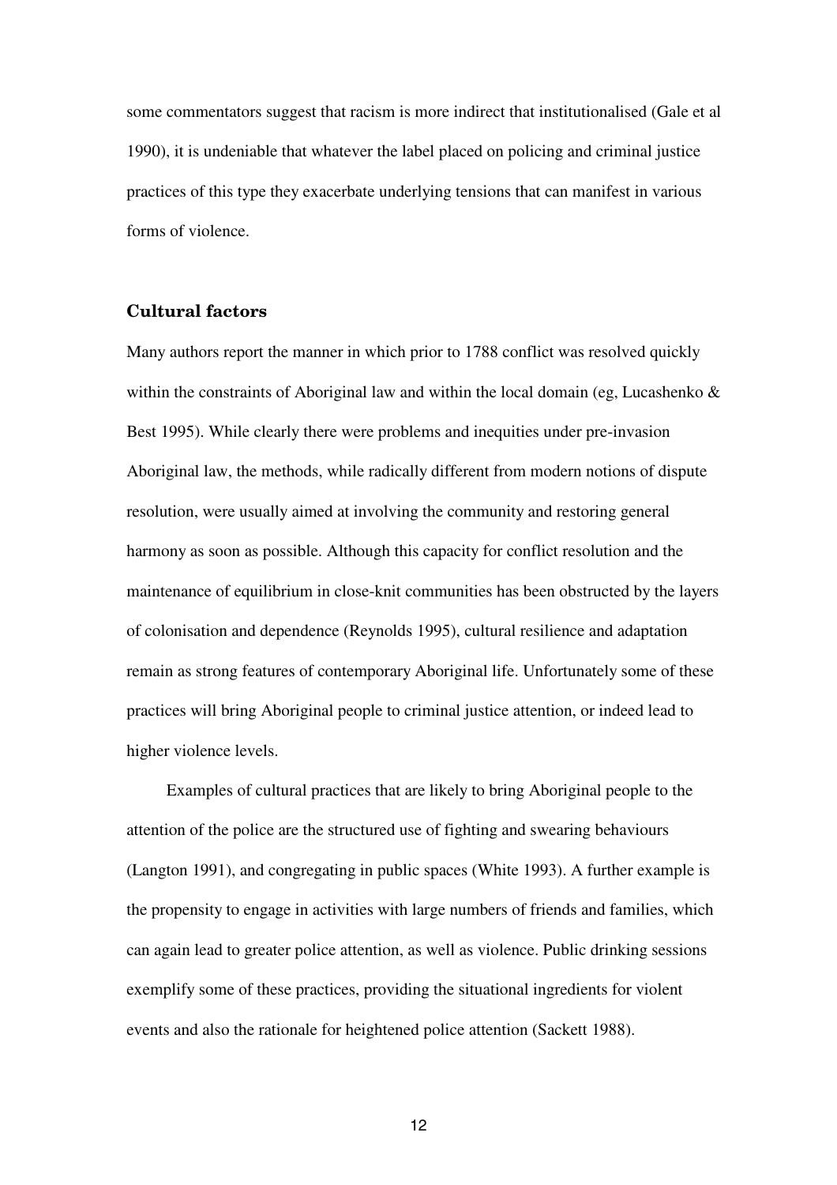some commentators suggest that racism is more indirect that institutionalised (Gale et al 1990), it is undeniable that whatever the label placed on policing and criminal justice practices of this type they exacerbate underlying tensions that can manifest in various forms of violence.

### Cultural factors

Many authors report the manner in which prior to 1788 conflict was resolved quickly within the constraints of Aboriginal law and within the local domain (eg, Lucashenko & Best 1995). While clearly there were problems and inequities under pre-invasion Aboriginal law, the methods, while radically different from modern notions of dispute resolution, were usually aimed at involving the community and restoring general harmony as soon as possible. Although this capacity for conflict resolution and the maintenance of equilibrium in close-knit communities has been obstructed by the layers of colonisation and dependence (Reynolds 1995), cultural resilience and adaptation remain as strong features of contemporary Aboriginal life. Unfortunately some of these practices will bring Aboriginal people to criminal justice attention, or indeed lead to higher violence levels.

Examples of cultural practices that are likely to bring Aboriginal people to the attention of the police are the structured use of fighting and swearing behaviours (Langton 1991), and congregating in public spaces (White 1993). A further example is the propensity to engage in activities with large numbers of friends and families, which can again lead to greater police attention, as well as violence. Public drinking sessions exemplify some of these practices, providing the situational ingredients for violent events and also the rationale for heightened police attention (Sackett 1988).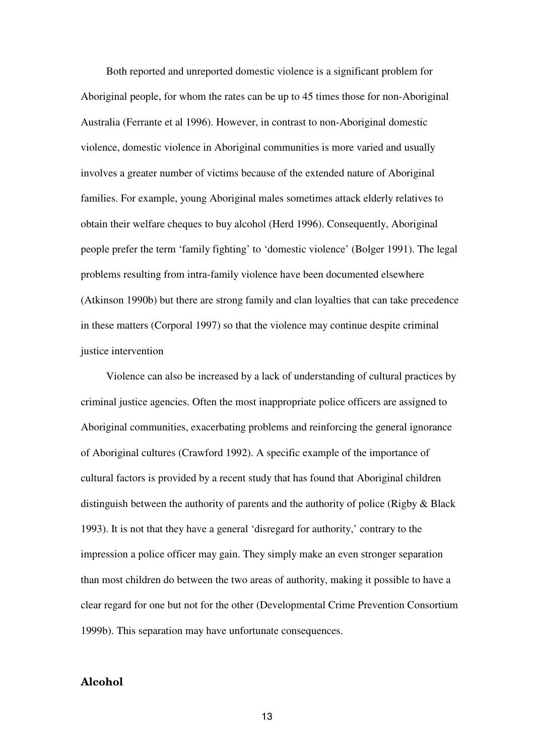Both reported and unreported domestic violence is a significant problem for Aboriginal people, for whom the rates can be up to 45 times those for non-Aboriginal Australia (Ferrante et al 1996). However, in contrast to non-Aboriginal domestic violence, domestic violence in Aboriginal communities is more varied and usually involves a greater number of victims because of the extended nature of Aboriginal families. For example, young Aboriginal males sometimes attack elderly relatives to obtain their welfare cheques to buy alcohol (Herd 1996). Consequently, Aboriginal people prefer the term 'family fighting' to 'domestic violence' (Bolger 1991). The legal problems resulting from intra-family violence have been documented elsewhere (Atkinson 1990b) but there are strong family and clan loyalties that can take precedence in these matters (Corporal 1997) so that the violence may continue despite criminal justice intervention

Violence can also be increased by a lack of understanding of cultural practices by criminal justice agencies. Often the most inappropriate police officers are assigned to Aboriginal communities, exacerbating problems and reinforcing the general ignorance of Aboriginal cultures (Crawford 1992). A specific example of the importance of cultural factors is provided by a recent study that has found that Aboriginal children distinguish between the authority of parents and the authority of police (Rigby & Black 1993). It is not that they have a general 'disregard for authority,' contrary to the impression a police officer may gain. They simply make an even stronger separation than most children do between the two areas of authority, making it possible to have a clear regard for one but not for the other (Developmental Crime Prevention Consortium 1999b). This separation may have unfortunate consequences.

## Alcohol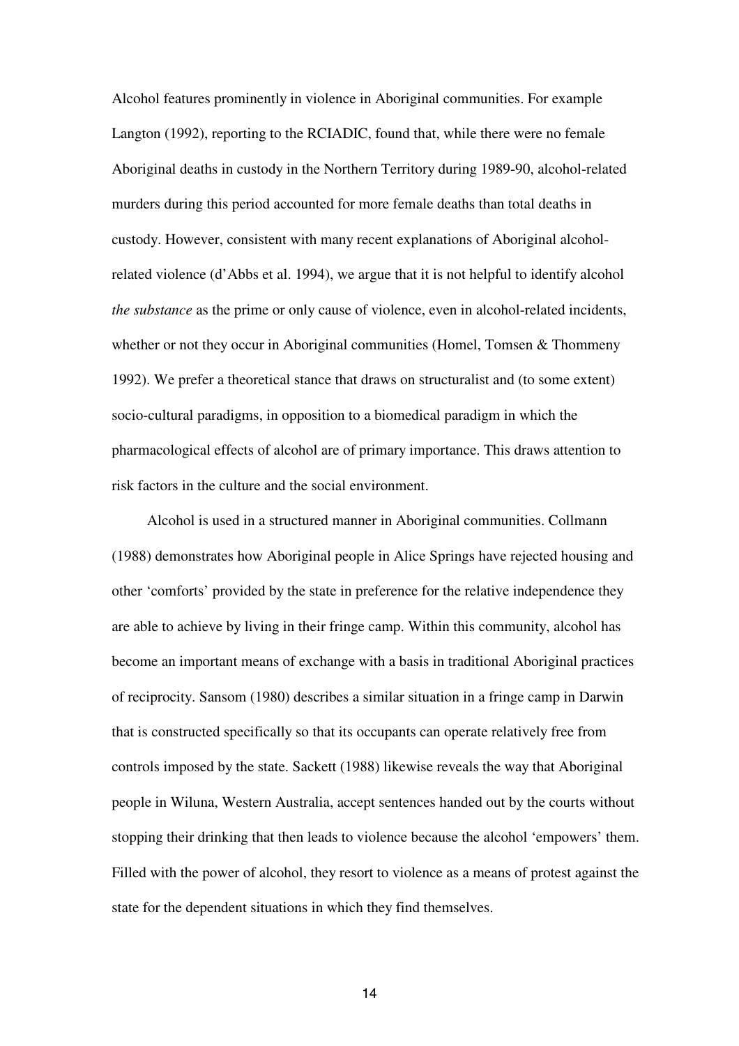Alcohol features prominently in violence in Aboriginal communities. For example Langton (1992), reporting to the RCIADIC, found that, while there were no female Aboriginal deaths in custody in the Northern Territory during 1989-90, alcohol-related murders during this period accounted for more female deaths than total deaths in custody. However, consistent with many recent explanations of Aboriginal alcohol-related violence (d'Abbs et al. 1994), we argue that it is not helpful to identify alcohol *the substance* as the prime or only cause of violence, even in alcohol-related incidents, whether or not they occur in Aboriginal communities (Homel, Tomsen & Thommeny 1992). We prefer a theoretical stance that draws on structuralist and (to some extent) socio-cultural paradigms, in opposition to a biomedical paradigm in which the pharmacological effects of alcohol are of primary importance. This draws attention to risk factors in the culture and the social environment.

Alcohol is used in a structured manner in Aboriginal communities. Collmann (1988) demonstrates how Aboriginal people in Alice Springs have rejected housing and other 'comforts' provided by the state in preference for the relative independence they are able to achieve by living in their fringe camp. Within this community, alcohol has become an important means of exchange with a basis in traditional Aboriginal practices of reciprocity. Sansom (1980) describes a similar situation in a fringe camp in Darwin that is constructed specifically so that its occupants can operate relatively free from controls imposed by the state. Sackett (1988) likewise reveals the way that Aboriginal people in Wiluna, Western Australia, accept sentences handed out by the courts without stopping their drinking that then leads to violence because the alcohol 'empowers' them. Filled with the power of alcohol, they resort to violence as a means of protest against the state for the dependent situations in which they find themselves.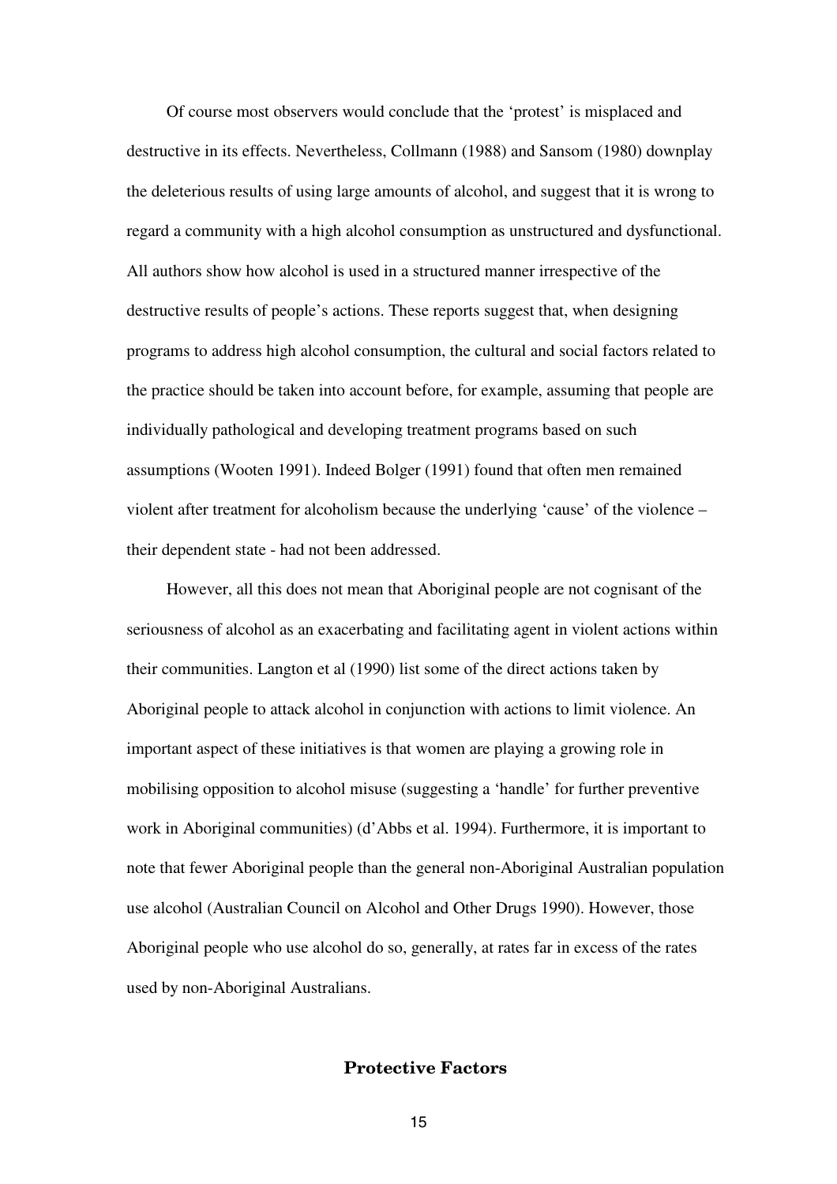Of course most observers would conclude that the 'protest' is misplaced and destructive in its effects. Nevertheless, Collmann (1988) and Sansom (1980) downplay the deleterious results of using large amounts of alcohol, and suggest that it is wrong to regard a community with a high alcohol consumption as unstructured and dysfunctional. All authors show how alcohol is used in a structured manner irrespective of the destructive results of people's actions. These reports suggest that, when designing programs to address high alcohol consumption, the cultural and social factors related to the practice should be taken into account before, for example, assuming that people are individually pathological and developing treatment programs based on such assumptions (Wooten 1991). Indeed Bolger (1991) found that often men remained violent after treatment for alcoholism because the underlying 'cause' of the violence – their dependent state - had not been addressed.

However, all this does not mean that Aboriginal people are not cognisant of the seriousness of alcohol as an exacerbating and facilitating agent in violent actions within their communities. Langton et al (1990) list some of the direct actions taken by Aboriginal people to attack alcohol in conjunction with actions to limit violence. An important aspect of these initiatives is that women are playing a growing role in mobilising opposition to alcohol misuse (suggesting a 'handle' for further preventive work in Aboriginal communities) (d'Abbs et al. 1994). Furthermore, it is important to note that fewer Aboriginal people than the general non-Aboriginal Australian population use alcohol (Australian Council on Alcohol and Other Drugs 1990). However, those Aboriginal people who use alcohol do so, generally, at rates far in excess of the rates used by non-Aboriginal Australians.

## Protective Factors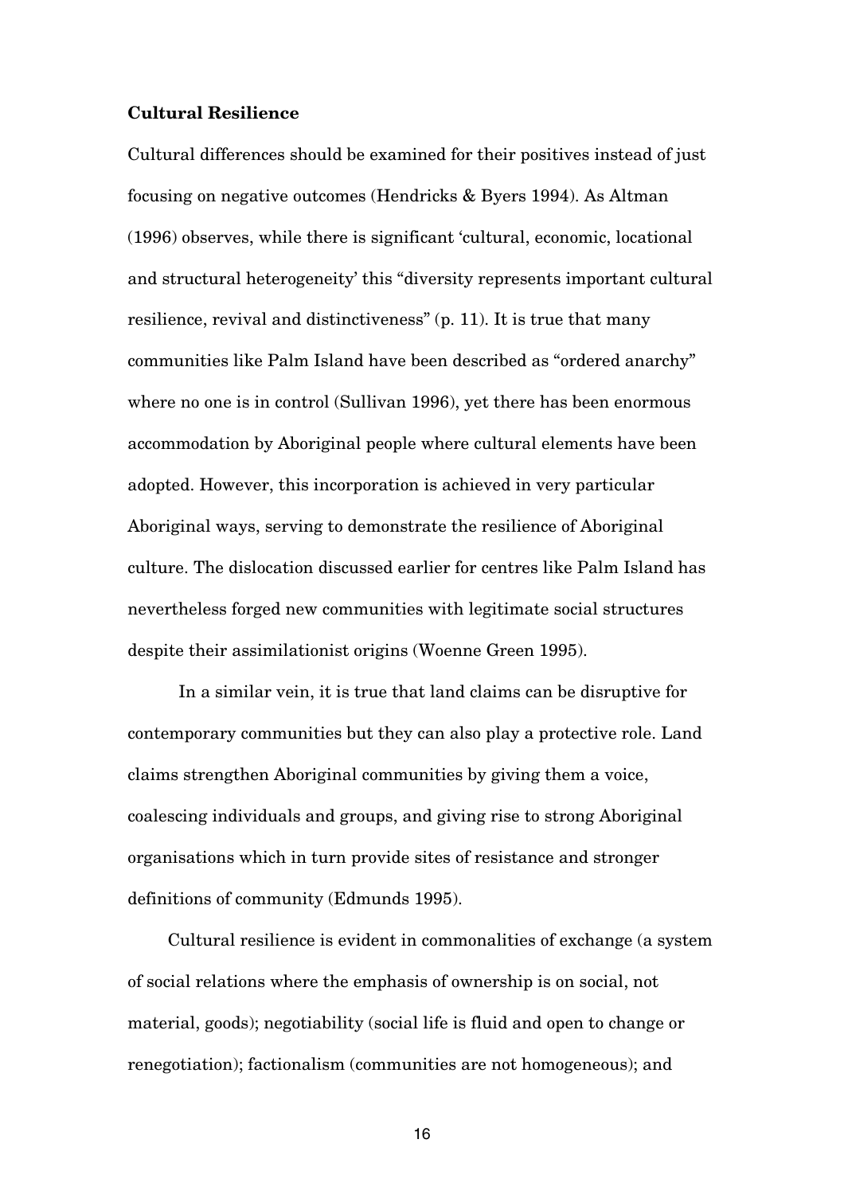**Cultural Resilience**

Cultural differences should be examined for their positives instead of just focusing on negative outcomes (Hendricks & Byers 1994). As Altman (1996) observes, while there is significant 'cultural, economic, locational and structural heterogeneity' this "diversity represents important cultural resilience, revival and distinctiveness" (p. 11). It is true that many communities like Palm Island have been described as "ordered anarchy" where no one is in control (Sullivan 1996), yet there has been enormous accommodation by Aboriginal people where cultural elements have been adopted. However, this incorporation is achieved in very particular Aboriginal ways, serving to demonstrate the resilience of Aboriginal culture. The dislocation discussed earlier for centres like Palm Island has nevertheless forged new communities with legitimate social structures despite their assimilationist origins (Woenne Green 1995).

In a similar vein, it is true that land claims can be disruptive for contemporary communities but they can also play a protective role. Land claims strengthen Aboriginal communities by giving them a voice, coalescing individuals and groups, and giving rise to strong Aboriginal organisations which in turn provide sites of resistance and stronger definitions of community (Edmunds 1995).

Cultural resilience is evident in commonalities of exchange (a system of social relations where the emphasis of ownership is on social, not material, goods); negotiability (social life is fluid and open to change or renegotiation); factionalism (communities are not homogeneous); and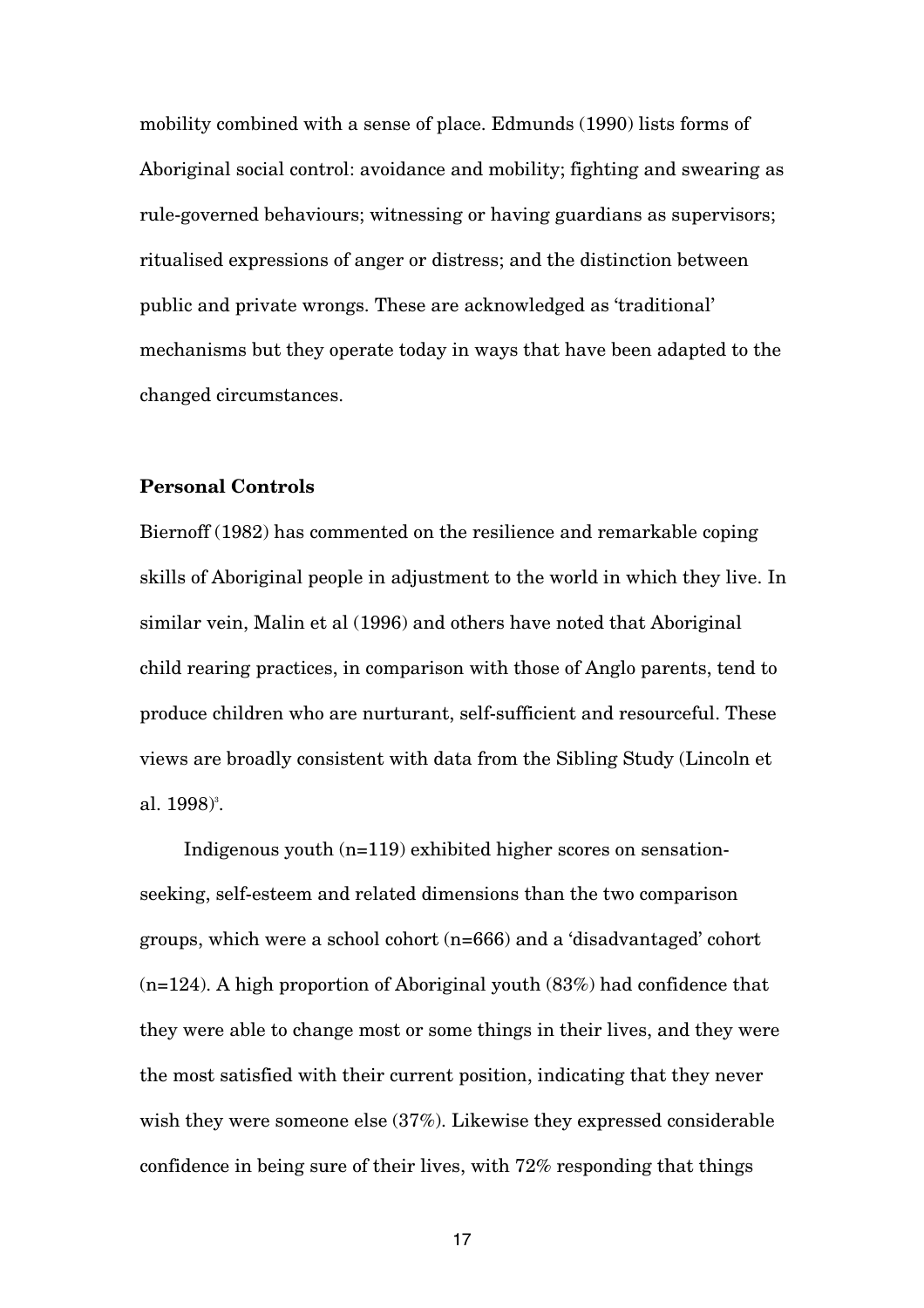mobility combined with a sense of place. Edmunds (1990) lists forms of Aboriginal social control: avoidance and mobility; fighting and swearing as rule-governed behaviours; witnessing or having guardians as supervisors; ritualised expressions of anger or distress; and the distinction between public and private wrongs. These are acknowledged as 'traditional' mechanisms but they operate today in ways that have been adapted to the changed circumstances.

**Personal Controls**

Biernoff (1982) has commented on the resilience and remarkable coping skills of Aboriginal people in adjustment to the world in which they live. In similar vein, Malin et al (1996) and others have noted that Aboriginal child rearing practices, in comparison with those of Anglo parents, tend to produce children who are nurturant, self-sufficient and resourceful. These views are broadly consistent with data from the Sibling Study (Lincoln et al. 1998)[3].

Indigenous youth (n=119) exhibited higher scores on sensation-seeking, self-esteem and related dimensions than the two comparison groups, which were a school cohort (n=666) and a 'disadvantaged' cohort (n=124). A high proportion of Aboriginal youth (83%) had confidence that they were able to change most or some things in their lives, and they were the most satisfied with their current position, indicating that they never wish they were someone else (37%). Likewise they expressed considerable confidence in being sure of their lives, with 72% responding that things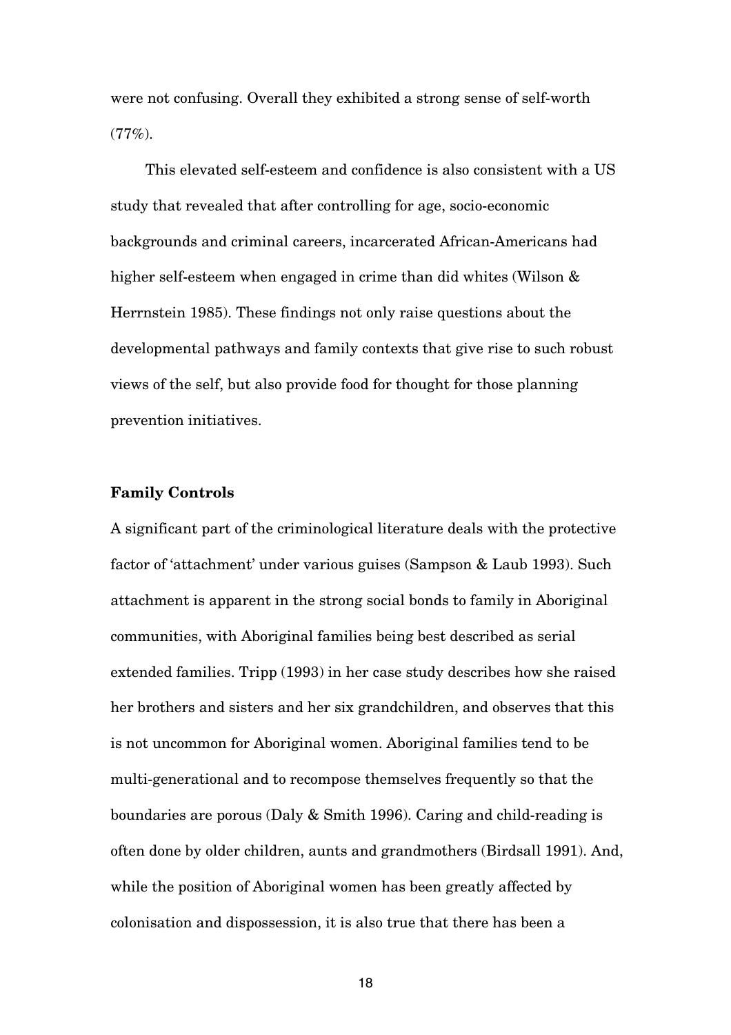were not confusing. Overall they exhibited a strong sense of self-worth (77%).

This elevated self-esteem and confidence is also consistent with a US study that revealed that after controlling for age, socio-economic backgrounds and criminal careers, incarcerated African-Americans had higher self-esteem when engaged in crime than did whites (Wilson & Herrnstein 1985). These findings not only raise questions about the developmental pathways and family contexts that give rise to such robust views of the self, but also provide food for thought for those planning prevention initiatives.

**Family Controls**

A significant part of the criminological literature deals with the protective factor of 'attachment' under various guises (Sampson & Laub 1993). Such attachment is apparent in the strong social bonds to family in Aboriginal communities, with Aboriginal families being best described as serial extended families. Tripp (1993) in her case study describes how she raised her brothers and sisters and her six grandchildren, and observes that this is not uncommon for Aboriginal women. Aboriginal families tend to be multi-generational and to recompose themselves frequently so that the boundaries are porous (Daly & Smith 1996). Caring and child-reading is often done by older children, aunts and grandmothers (Birdsall 1991). And, while the position of Aboriginal women has been greatly affected by colonisation and dispossession, it is also true that there has been a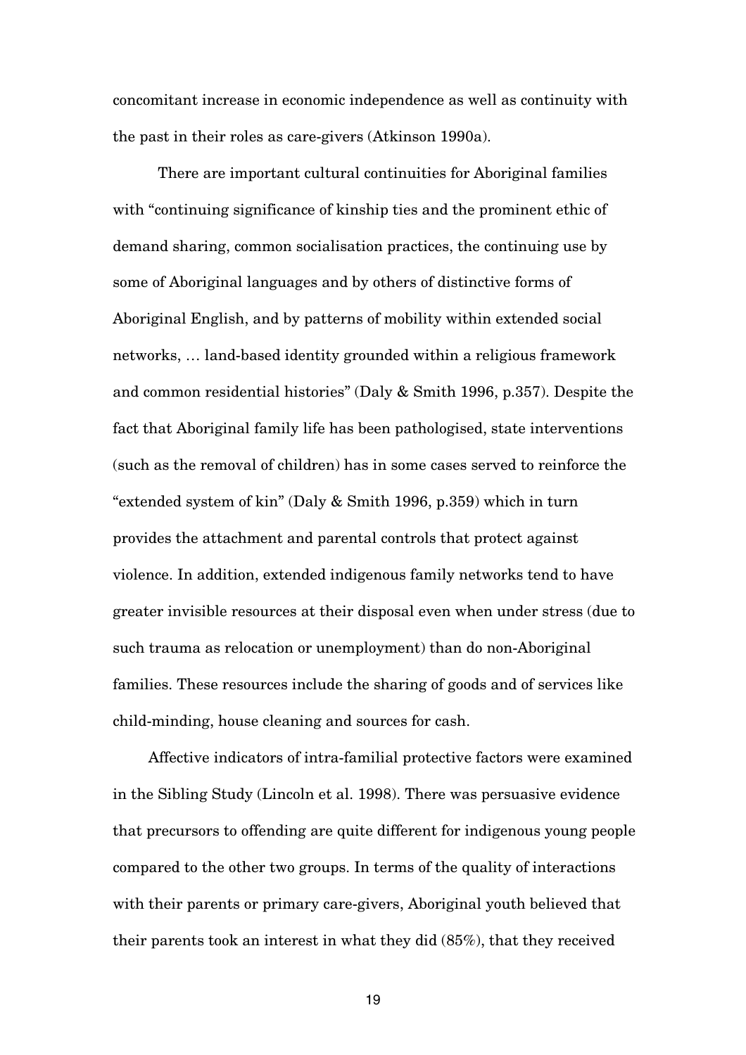concomitant increase in economic independence as well as continuity with the past in their roles as care-givers (Atkinson 1990a).

There are important cultural continuities for Aboriginal families with "continuing significance of kinship ties and the prominent ethic of demand sharing, common socialisation practices, the continuing use by some of Aboriginal languages and by others of distinctive forms of Aboriginal English, and by patterns of mobility within extended social networks, … land-based identity grounded within a religious framework and common residential histories" (Daly & Smith 1996, p.357). Despite the fact that Aboriginal family life has been pathologised, state interventions (such as the removal of children) has in some cases served to reinforce the "extended system of kin" (Daly & Smith 1996, p.359) which in turn provides the attachment and parental controls that protect against violence. In addition, extended indigenous family networks tend to have greater invisible resources at their disposal even when under stress (due to such trauma as relocation or unemployment) than do non-Aboriginal families. These resources include the sharing of goods and of services like child-minding, house cleaning and sources for cash.

Affective indicators of intra-familial protective factors were examined in the Sibling Study (Lincoln et al. 1998). There was persuasive evidence that precursors to offending are quite different for indigenous young people compared to the other two groups. In terms of the quality of interactions with their parents or primary care-givers, Aboriginal youth believed that their parents took an interest in what they did (85%), that they received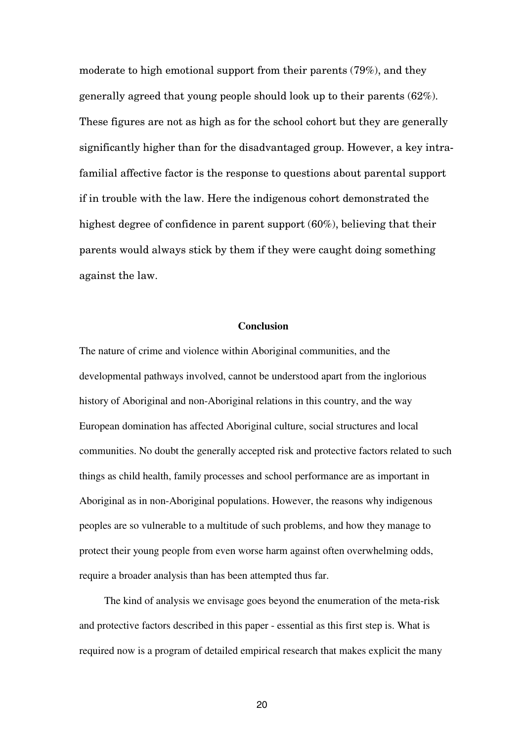moderate to high emotional support from their parents (79%), and they generally agreed that young people should look up to their parents (62%). These figures are not as high as for the school cohort but they are generally significantly higher than for the disadvantaged group. However, a key intra-familial affective factor is the response to questions about parental support if in trouble with the law. Here the indigenous cohort demonstrated the highest degree of confidence in parent support (60%), believing that their parents would always stick by them if they were caught doing something against the law.

## Conclusion

The nature of crime and violence within Aboriginal communities, and the developmental pathways involved, cannot be understood apart from the inglorious history of Aboriginal and non-Aboriginal relations in this country, and the way European domination has affected Aboriginal culture, social structures and local communities. No doubt the generally accepted risk and protective factors related to such things as child health, family processes and school performance are as important in Aboriginal as in non-Aboriginal populations. However, the reasons why indigenous peoples are so vulnerable to a multitude of such problems, and how they manage to protect their young people from even worse harm against often overwhelming odds, require a broader analysis than has been attempted thus far.

The kind of analysis we envisage goes beyond the enumeration of the meta-risk and protective factors described in this paper - essential as this first step is. What is required now is a program of detailed empirical research that makes explicit the many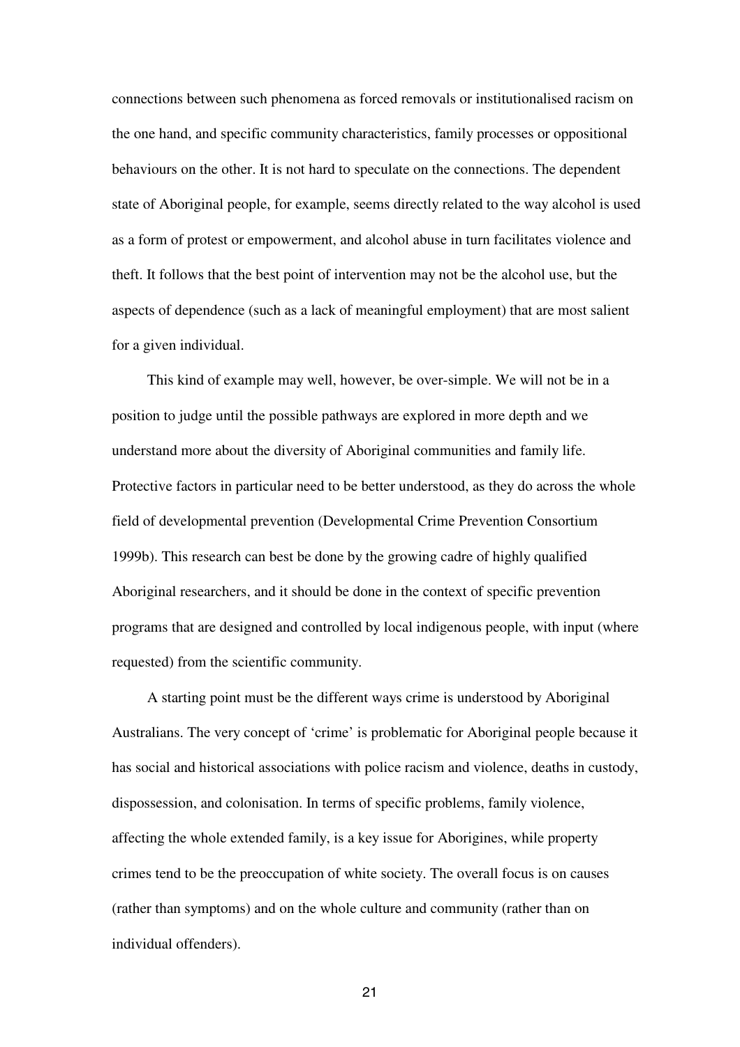connections between such phenomena as forced removals or institutionalised racism on the one hand, and specific community characteristics, family processes or oppositional behaviours on the other. It is not hard to speculate on the connections. The dependent state of Aboriginal people, for example, seems directly related to the way alcohol is used as a form of protest or empowerment, and alcohol abuse in turn facilitates violence and theft. It follows that the best point of intervention may not be the alcohol use, but the aspects of dependence (such as a lack of meaningful employment) that are most salient for a given individual.

This kind of example may well, however, be over-simple. We will not be in a position to judge until the possible pathways are explored in more depth and we understand more about the diversity of Aboriginal communities and family life. Protective factors in particular need to be better understood, as they do across the whole field of developmental prevention (Developmental Crime Prevention Consortium 1999b). This research can best be done by the growing cadre of highly qualified Aboriginal researchers, and it should be done in the context of specific prevention programs that are designed and controlled by local indigenous people, with input (where requested) from the scientific community.

A starting point must be the different ways crime is understood by Aboriginal Australians. The very concept of 'crime' is problematic for Aboriginal people because it has social and historical associations with police racism and violence, deaths in custody, dispossession, and colonisation. In terms of specific problems, family violence, affecting the whole extended family, is a key issue for Aborigines, while property crimes tend to be the preoccupation of white society. The overall focus is on causes (rather than symptoms) and on the whole culture and community (rather than on individual offenders).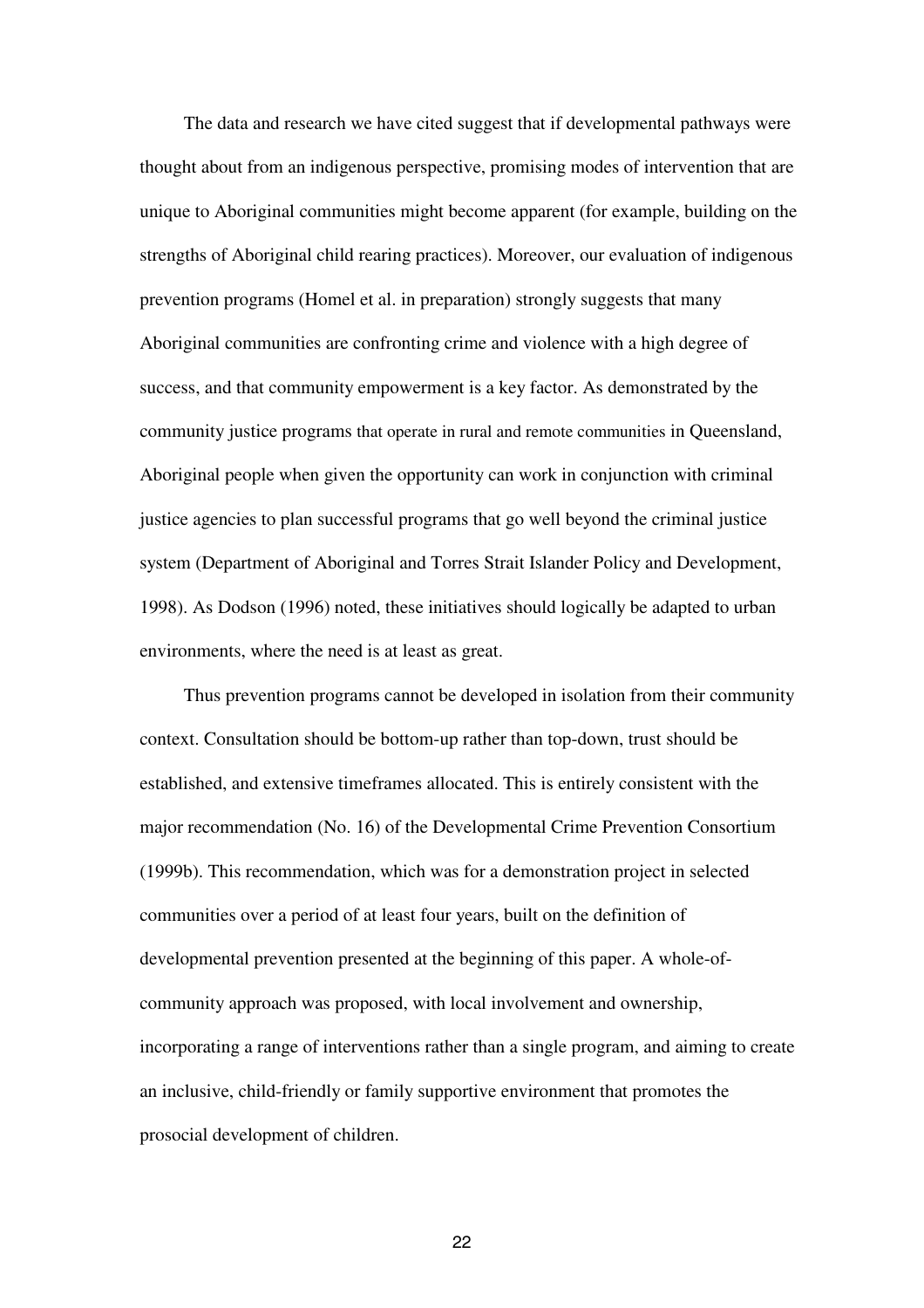The data and research we have cited suggest that if developmental pathways were thought about from an indigenous perspective, promising modes of intervention that are unique to Aboriginal communities might become apparent (for example, building on the strengths of Aboriginal child rearing practices). Moreover, our evaluation of indigenous prevention programs (Homel et al. in preparation) strongly suggests that many Aboriginal communities are confronting crime and violence with a high degree of success, and that community empowerment is a key factor. As demonstrated by the community justice programs that operate in rural and remote communities in Queensland, Aboriginal people when given the opportunity can work in conjunction with criminal justice agencies to plan successful programs that go well beyond the criminal justice system (Department of Aboriginal and Torres Strait Islander Policy and Development, 1998). As Dodson (1996) noted, these initiatives should logically be adapted to urban environments, where the need is at least as great.

Thus prevention programs cannot be developed in isolation from their community context. Consultation should be bottom-up rather than top-down, trust should be established, and extensive timeframes allocated. This is entirely consistent with the major recommendation (No. 16) of the Developmental Crime Prevention Consortium (1999b). This recommendation, which was for a demonstration project in selected communities over a period of at least four years, built on the definition of developmental prevention presented at the beginning of this paper. A whole-of-community approach was proposed, with local involvement and ownership, incorporating a range of interventions rather than a single program, and aiming to create an inclusive, child-friendly or family supportive environment that promotes the prosocial development of children.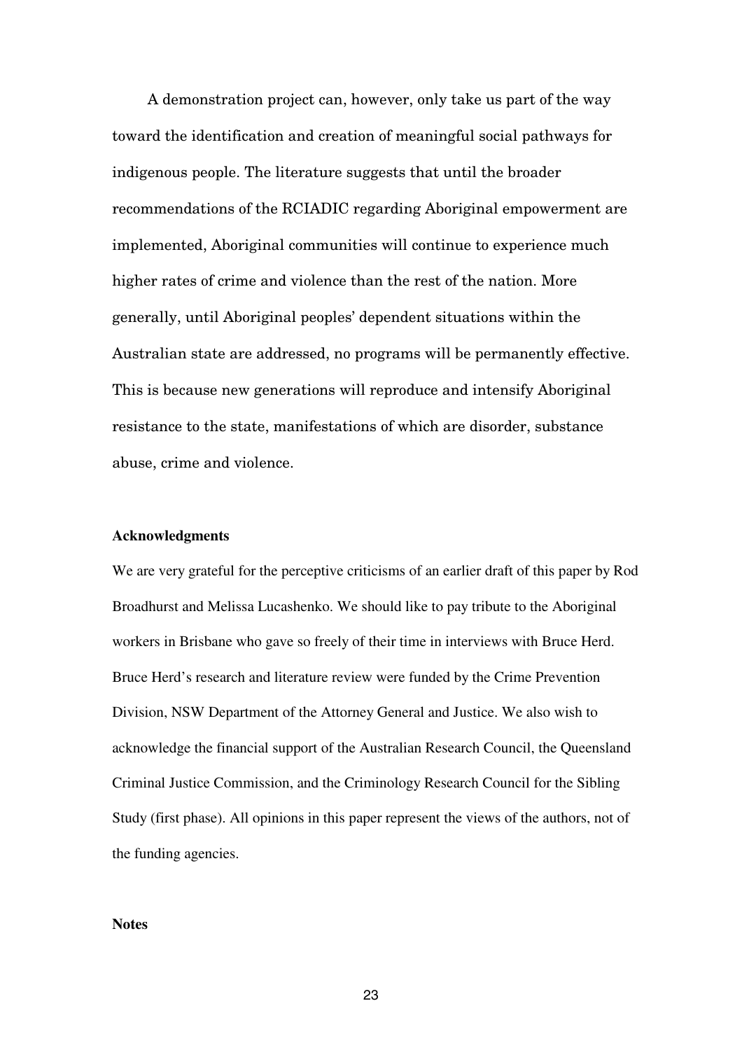A demonstration project can, however, only take us part of the way toward the identification and creation of meaningful social pathways for indigenous people. The literature suggests that until the broader recommendations of the RCIADIC regarding Aboriginal empowerment are implemented, Aboriginal communities will continue to experience much higher rates of crime and violence than the rest of the nation. More generally, until Aboriginal peoples' dependent situations within the Australian state are addressed, no programs will be permanently effective. This is because new generations will reproduce and intensify Aboriginal resistance to the state, manifestations of which are disorder, substance abuse, crime and violence.

**Acknowledgments**

We are very grateful for the perceptive criticisms of an earlier draft of this paper by Rod Broadhurst and Melissa Lucashenko. We should like to pay tribute to the Aboriginal workers in Brisbane who gave so freely of their time in interviews with Bruce Herd. Bruce Herd's research and literature review were funded by the Crime Prevention Division, NSW Department of the Attorney General and Justice. We also wish to acknowledge the financial support of the Australian Research Council, the Queensland Criminal Justice Commission, and the Criminology Research Council for the Sibling Study (first phase). All opinions in this paper represent the views of the authors, not of the funding agencies.

**Notes**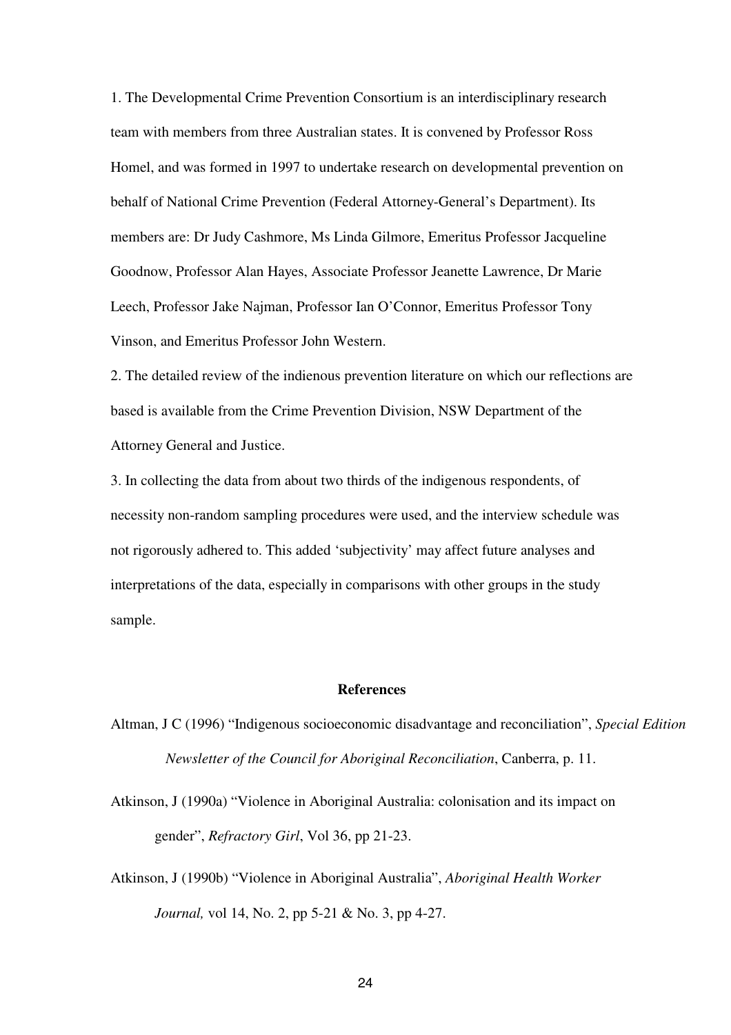1. The Developmental Crime Prevention Consortium is an interdisciplinary research team with members from three Australian states. It is convened by Professor Ross Homel, and was formed in 1997 to undertake research on developmental prevention on behalf of National Crime Prevention (Federal Attorney-General's Department). Its members are: Dr Judy Cashmore, Ms Linda Gilmore, Emeritus Professor Jacqueline Goodnow, Professor Alan Hayes, Associate Professor Jeanette Lawrence, Dr Marie Leech, Professor Jake Najman, Professor Ian O'Connor, Emeritus Professor Tony Vinson, and Emeritus Professor John Western.

2. The detailed review of the indienous prevention literature on which our reflections are based is available from the Crime Prevention Division, NSW Department of the Attorney General and Justice.

3. In collecting the data from about two thirds of the indigenous respondents, of necessity non-random sampling procedures were used, and the interview schedule was not rigorously adhered to. This added 'subjectivity' may affect future analyses and interpretations of the data, especially in comparisons with other groups in the study sample.

## References

Altman, J C (1996) "Indigenous socioeconomic disadvantage and reconciliation", *Special Edition Newsletter of the Council for Aboriginal Reconciliation*, Canberra, p. 11.

Atkinson, J (1990a) "Violence in Aboriginal Australia: colonisation and its impact on gender", *Refractory Girl*, Vol 36, pp 21-23.

Atkinson, J (1990b) "Violence in Aboriginal Australia", *Aboriginal Health Worker Journal,* vol 14, No. 2, pp 5-21 & No. 3, pp 4-27.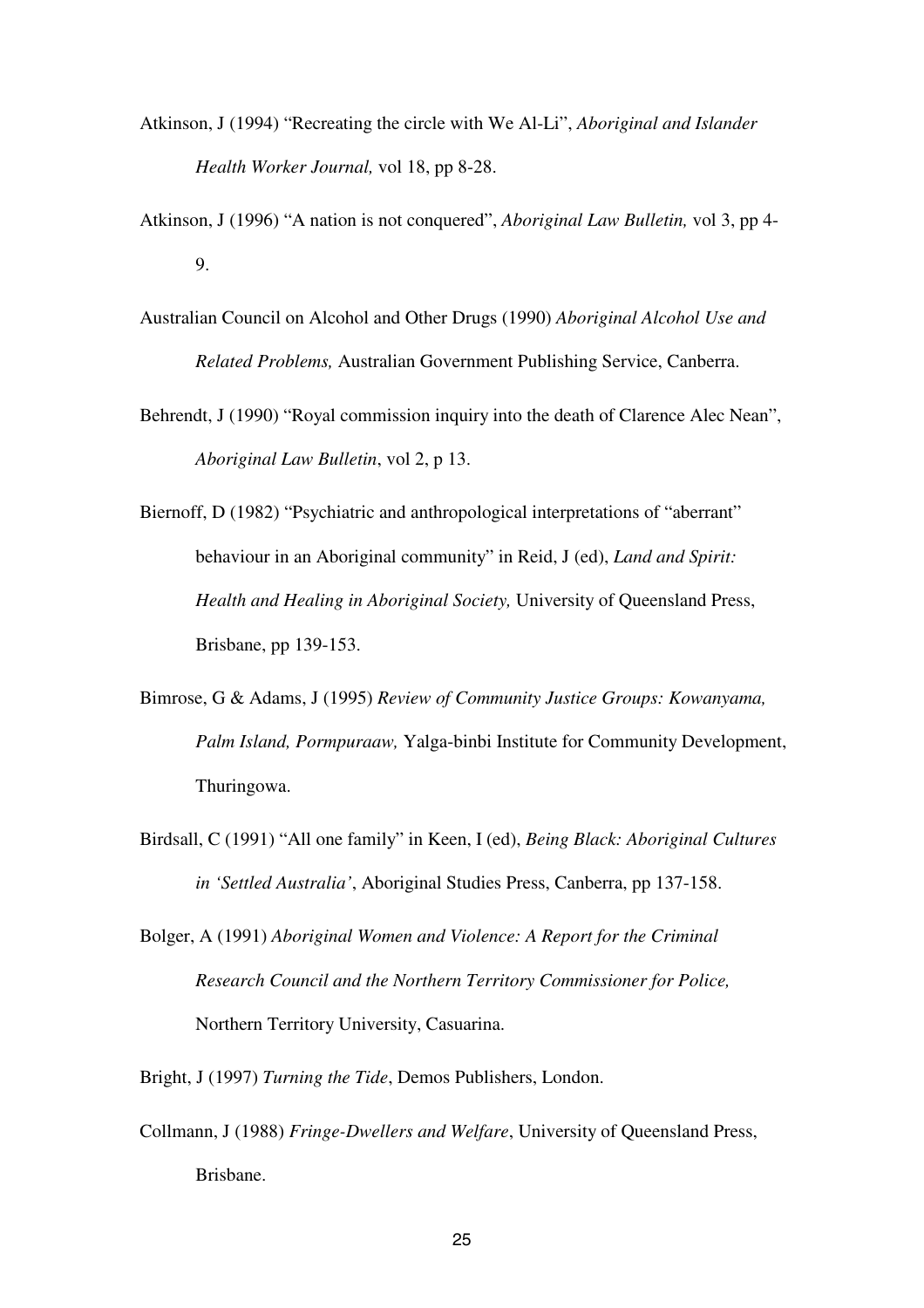Atkinson, J (1994) "Recreating the circle with We Al-Li", *Aboriginal and Islander Health Worker Journal,* vol 18, pp 8-28.

Atkinson, J (1996) "A nation is not conquered", *Aboriginal Law Bulletin,* vol 3, pp 4-9.

Australian Council on Alcohol and Other Drugs (1990) *Aboriginal Alcohol Use and Related Problems,* Australian Government Publishing Service, Canberra.

Behrendt, J (1990) "Royal commission inquiry into the death of Clarence Alec Nean", *Aboriginal Law Bulletin*, vol 2, p 13.

Biernoff, D (1982) "Psychiatric and anthropological interpretations of "aberrant" behaviour in an Aboriginal community" in Reid, J (ed), *Land and Spirit: Health and Healing in Aboriginal Society,* University of Queensland Press, Brisbane, pp 139-153.

Bimrose, G & Adams, J (1995) *Review of Community Justice Groups: Kowanyama, Palm Island, Pormpuraaw,* Yalga-binbi Institute for Community Development, Thuringowa.

Birdsall, C (1991) "All one family" in Keen, I (ed), *Being Black: Aboriginal Cultures in 'Settled Australia'*, Aboriginal Studies Press, Canberra, pp 137-158.

Bolger, A (1991) *Aboriginal Women and Violence: A Report for the Criminal Research Council and the Northern Territory Commissioner for Police,* Northern Territory University, Casuarina.

Bright, J (1997) *Turning the Tide*, Demos Publishers, London.

Collmann, J (1988) *Fringe-Dwellers and Welfare*, University of Queensland Press, Brisbane.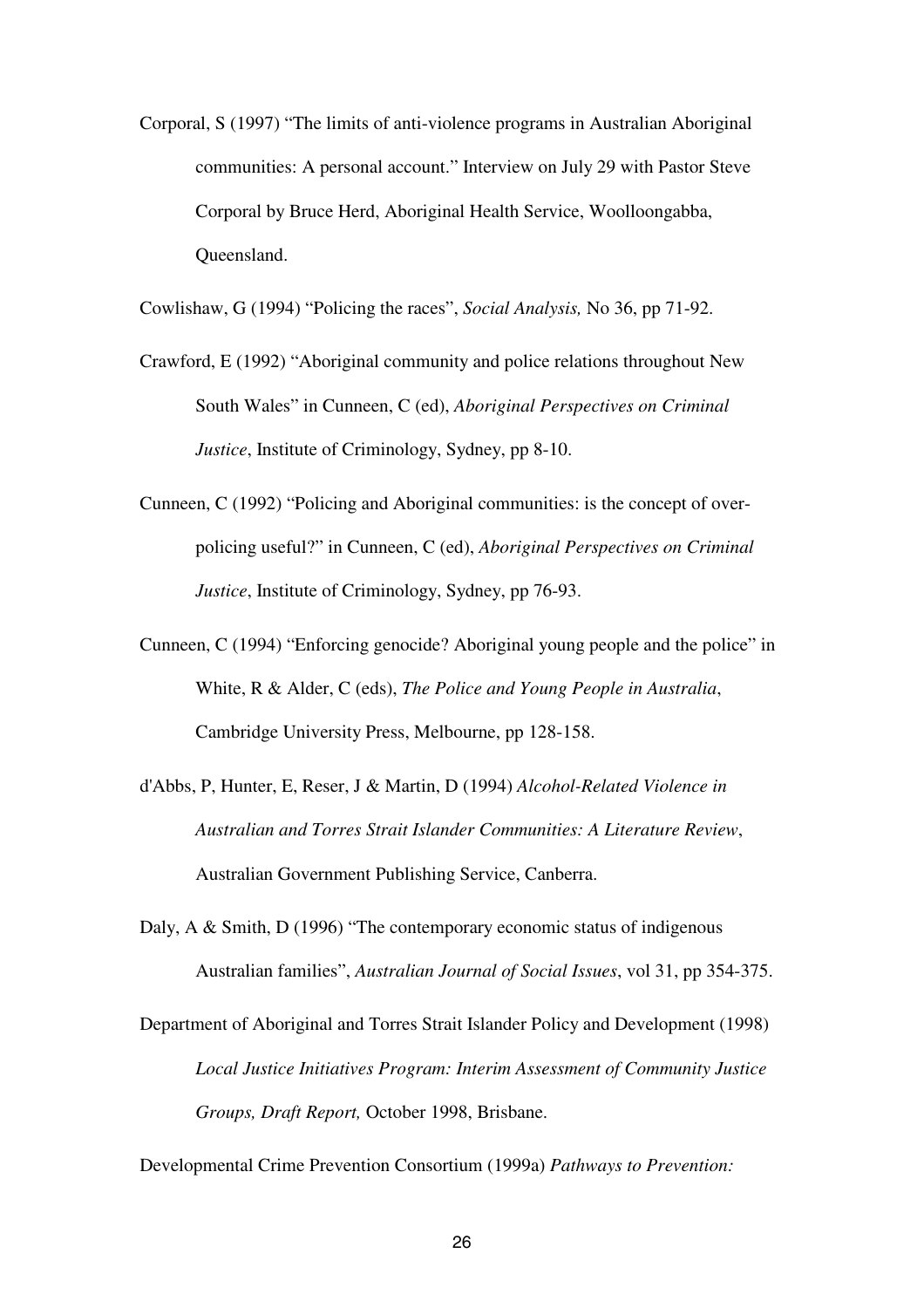Corporal, S (1997) "The limits of anti-violence programs in Australian Aboriginal communities: A personal account." Interview on July 29 with Pastor Steve Corporal by Bruce Herd, Aboriginal Health Service, Woolloongabba, Queensland.

Cowlishaw, G (1994) "Policing the races", *Social Analysis,* No 36, pp 71-92.

Crawford, E (1992) "Aboriginal community and police relations throughout New South Wales" in Cunneen, C (ed), *Aboriginal Perspectives on Criminal Justice*, Institute of Criminology, Sydney, pp 8-10.

Cunneen, C (1992) "Policing and Aboriginal communities: is the concept of over-policing useful?" in Cunneen, C (ed), *Aboriginal Perspectives on Criminal Justice*, Institute of Criminology, Sydney, pp 76-93.

Cunneen, C (1994) "Enforcing genocide? Aboriginal young people and the police" in White, R & Alder, C (eds), *The Police and Young People in Australia*, Cambridge University Press, Melbourne, pp 128-158.

d'Abbs, P, Hunter, E, Reser, J & Martin, D (1994) *Alcohol-Related Violence in Australian and Torres Strait Islander Communities: A Literature Review*, Australian Government Publishing Service, Canberra.

Daly, A & Smith, D (1996) "The contemporary economic status of indigenous Australian families", *Australian Journal of Social Issues*, vol 31, pp 354-375.

Department of Aboriginal and Torres Strait Islander Policy and Development (1998) *Local Justice Initiatives Program: Interim Assessment of Community Justice Groups, Draft Report,* October 1998, Brisbane.

Developmental Crime Prevention Consortium (1999a) *Pathways to Prevention:*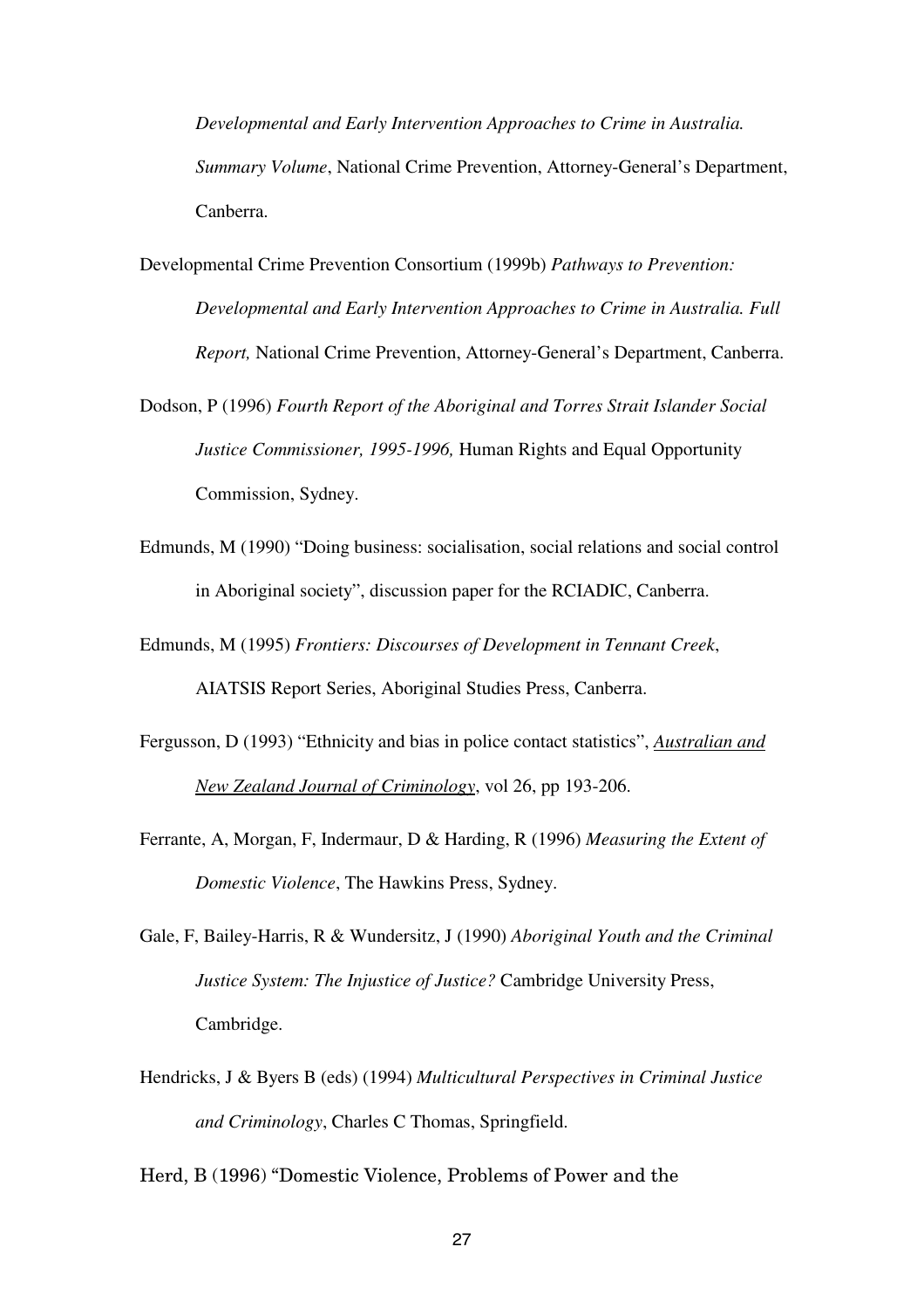*Developmental and Early Intervention Approaches to Crime in Australia. Summary Volume*, National Crime Prevention, Attorney-General's Department, Canberra.

Developmental Crime Prevention Consortium (1999b) *Pathways to Prevention: Developmental and Early Intervention Approaches to Crime in Australia. Full Report,* National Crime Prevention, Attorney-General's Department, Canberra.

Dodson, P (1996) *Fourth Report of the Aboriginal and Torres Strait Islander Social Justice Commissioner, 1995-1996,* Human Rights and Equal Opportunity Commission, Sydney.

Edmunds, M (1990) "Doing business: socialisation, social relations and social control in Aboriginal society", discussion paper for the RCIADIC, Canberra.

Edmunds, M (1995) *Frontiers: Discourses of Development in Tennant Creek*, AIATSIS Report Series, Aboriginal Studies Press, Canberra.

Fergusson, D (1993) "Ethnicity and bias in police contact statistics", *Australian and New Zealand Journal of Criminology*, vol 26, pp 193-206.

Ferrante, A, Morgan, F, Indermaur, D & Harding, R (1996) *Measuring the Extent of Domestic Violence*, The Hawkins Press, Sydney.

Gale, F, Bailey-Harris, R & Wundersitz, J (1990) *Aboriginal Youth and the Criminal Justice System: The Injustice of Justice?* Cambridge University Press, Cambridge.

Hendricks, J & Byers B (eds) (1994) *Multicultural Perspectives in Criminal Justice and Criminology*, Charles C Thomas, Springfield.

Herd, B (1996) "Domestic Violence, Problems of Power and the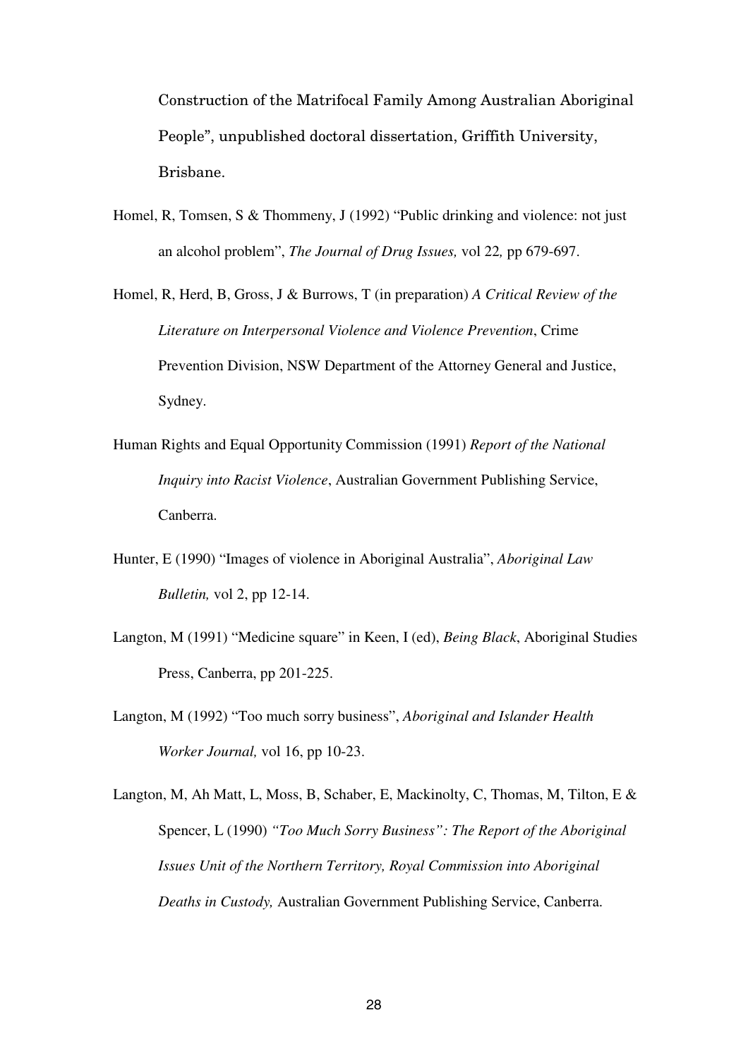Construction of the Matrifocal Family Among Australian Aboriginal People", unpublished doctoral dissertation, Griffith University, Brisbane.

Homel, R, Tomsen, S & Thommeny, J (1992) "Public drinking and violence: not just an alcohol problem", *The Journal of Drug Issues,* vol 22*,* pp 679-697.

Homel, R, Herd, B, Gross, J & Burrows, T (in preparation) *A Critical Review of the Literature on Interpersonal Violence and Violence Prevention*, Crime Prevention Division, NSW Department of the Attorney General and Justice, Sydney.

Human Rights and Equal Opportunity Commission (1991) *Report of the National Inquiry into Racist Violence*, Australian Government Publishing Service, Canberra.

Hunter, E (1990) "Images of violence in Aboriginal Australia", *Aboriginal Law Bulletin,* vol 2, pp 12-14.

Langton, M (1991) "Medicine square" in Keen, I (ed), *Being Black*, Aboriginal Studies Press, Canberra, pp 201-225.

Langton, M (1992) "Too much sorry business", *Aboriginal and Islander Health Worker Journal,* vol 16, pp 10-23.

Langton, M, Ah Matt, L, Moss, B, Schaber, E, Mackinolty, C, Thomas, M, Tilton, E & Spencer, L (1990) *"Too Much Sorry Business": The Report of the Aboriginal Issues Unit of the Northern Territory, Royal Commission into Aboriginal Deaths in Custody,* Australian Government Publishing Service, Canberra.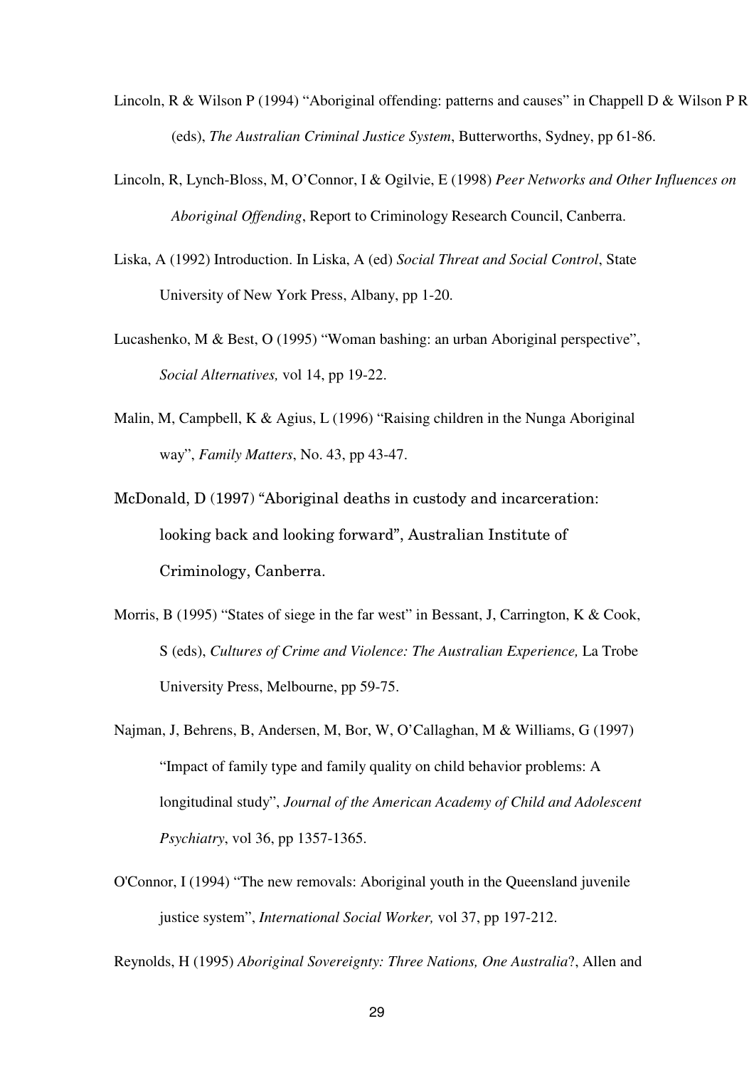Lincoln, R & Wilson P (1994) "Aboriginal offending: patterns and causes" in Chappell D & Wilson P R (eds), *The Australian Criminal Justice System*, Butterworths, Sydney, pp 61-86.

Lincoln, R, Lynch-Bloss, M, O'Connor, I & Ogilvie, E (1998) *Peer Networks and Other Influences on Aboriginal Offending*, Report to Criminology Research Council, Canberra.

Liska, A (1992) Introduction. In Liska, A (ed) *Social Threat and Social Control*, State University of New York Press, Albany, pp 1-20.

Lucashenko, M & Best, O (1995) "Woman bashing: an urban Aboriginal perspective", *Social Alternatives,* vol 14, pp 19-22.

Malin, M, Campbell, K & Agius, L (1996) "Raising children in the Nunga Aboriginal way", *Family Matters*, No. 43, pp 43-47.

McDonald, D (1997) "Aboriginal deaths in custody and incarceration: looking back and looking forward", Australian Institute of Criminology, Canberra.

Morris, B (1995) "States of siege in the far west" in Bessant, J, Carrington, K & Cook, S (eds), *Cultures of Crime and Violence: The Australian Experience,* La Trobe University Press, Melbourne, pp 59-75.

Najman, J, Behrens, B, Andersen, M, Bor, W, O'Callaghan, M & Williams, G (1997) "Impact of family type and family quality on child behavior problems: A longitudinal study", *Journal of the American Academy of Child and Adolescent Psychiatry*, vol 36, pp 1357-1365.

O'Connor, I (1994) "The new removals: Aboriginal youth in the Queensland juvenile justice system", *International Social Worker,* vol 37, pp 197-212.

Reynolds, H (1995) *Aboriginal Sovereignty: Three Nations, One Australia*?, Allen and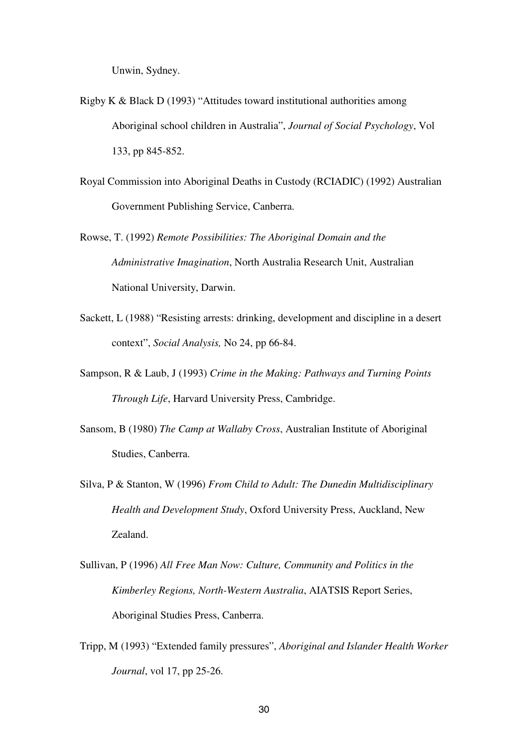Unwin, Sydney.

Rigby K & Black D (1993) "Attitudes toward institutional authorities among Aboriginal school children in Australia", *Journal of Social Psychology*, Vol 133, pp 845-852.

Royal Commission into Aboriginal Deaths in Custody (RCIADIC) (1992) Australian Government Publishing Service, Canberra.

Rowse, T. (1992) *Remote Possibilities: The Aboriginal Domain and the Administrative Imagination*, North Australia Research Unit, Australian National University, Darwin.

Sackett, L (1988) "Resisting arrests: drinking, development and discipline in a desert context", *Social Analysis,* No 24, pp 66-84.

Sampson, R & Laub, J (1993) *Crime in the Making: Pathways and Turning Points Through Life*, Harvard University Press, Cambridge.

Sansom, B (1980) *The Camp at Wallaby Cross*, Australian Institute of Aboriginal Studies, Canberra.

Silva, P & Stanton, W (1996) *From Child to Adult: The Dunedin Multidisciplinary Health and Development Study*, Oxford University Press, Auckland, New Zealand.

Sullivan, P (1996) *All Free Man Now: Culture, Community and Politics in the Kimberley Regions, North-Western Australia*, AIATSIS Report Series, Aboriginal Studies Press, Canberra.

Tripp, M (1993) "Extended family pressures", *Aboriginal and Islander Health Worker Journal*, vol 17, pp 25-26.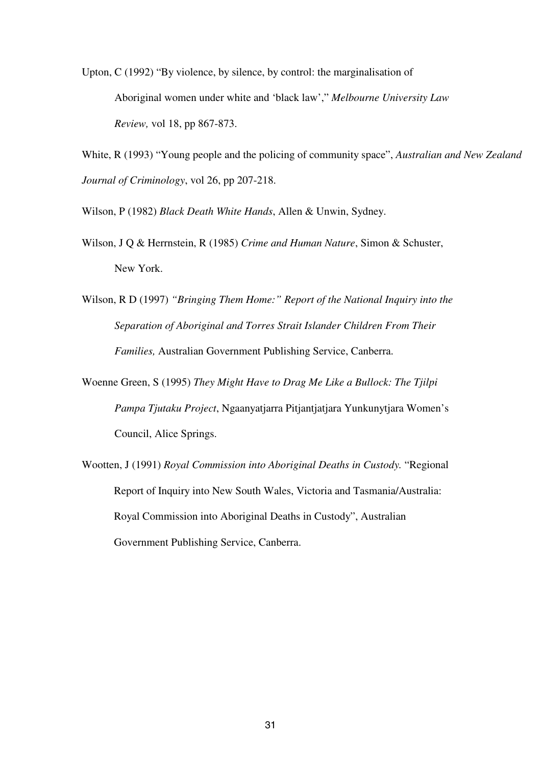Upton, C (1992) "By violence, by silence, by control: the marginalisation of Aboriginal women under white and 'black law'," *Melbourne University Law Review,* vol 18, pp 867-873.

White, R (1993) "Young people and the policing of community space", *Australian and New Zealand Journal of Criminology*, vol 26, pp 207-218.

Wilson, P (1982) *Black Death White Hands*, Allen & Unwin, Sydney.

Wilson, J Q & Herrnstein, R (1985) *Crime and Human Nature*, Simon & Schuster, New York.

Wilson, R D (1997) *"Bringing Them Home:" Report of the National Inquiry into the Separation of Aboriginal and Torres Strait Islander Children From Their Families,* Australian Government Publishing Service, Canberra.

Woenne Green, S (1995) *They Might Have to Drag Me Like a Bullock: The Tjilpi Pampa Tjutaku Project*, Ngaanyatjarra Pitjantjatjara Yunkunytjara Women's Council, Alice Springs.

Wootten, J (1991) *Royal Commission into Aboriginal Deaths in Custody.* "Regional Report of Inquiry into New South Wales, Victoria and Tasmania/Australia: Royal Commission into Aboriginal Deaths in Custody", Australian Government Publishing Service, Canberra.